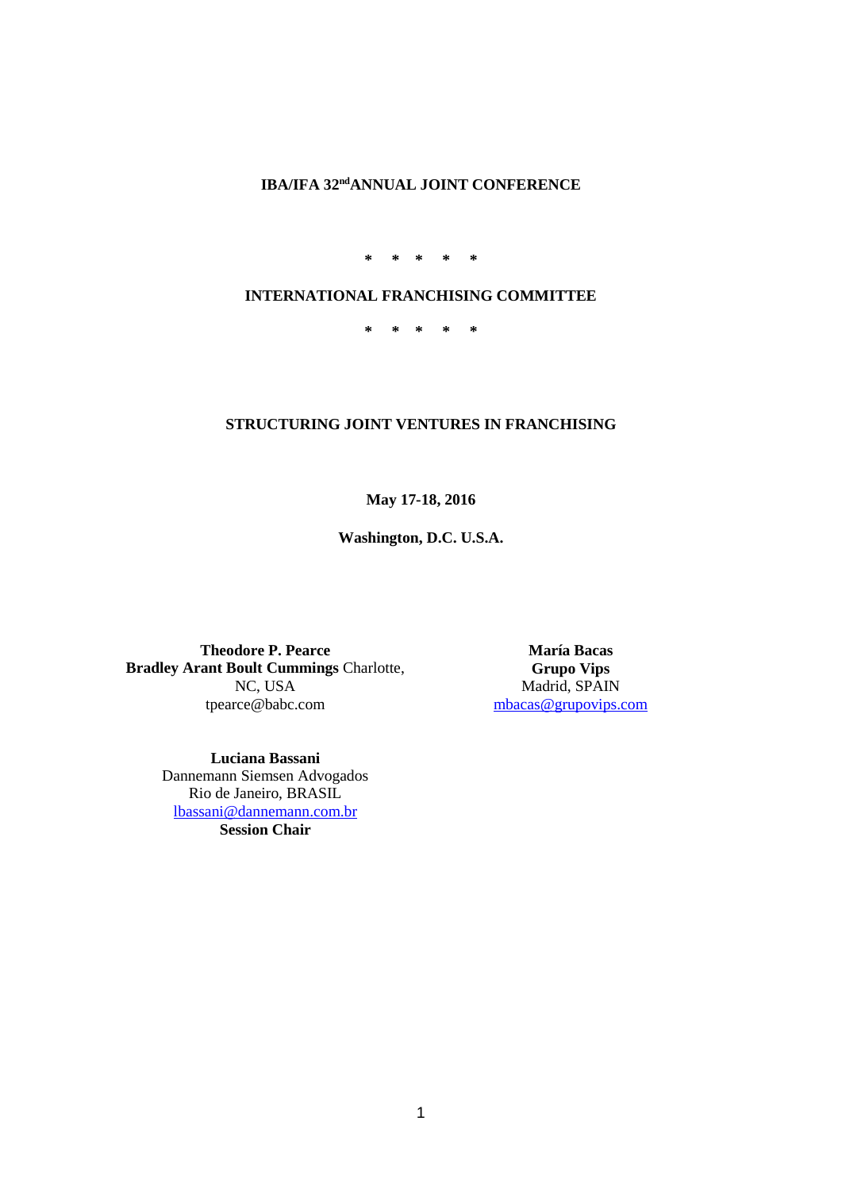**IBA/IFA 32nd ANNUAL JOINT CONFERENCE**

\* \* \* \* \*

**INTERNATIONAL FRANCHISING COMMITTEE**

\* \* \* \* \*

# STRUCTURING JOINT VENTURES IN FRANCHISING

**May 17-18, 2016**

**Washington, D.C. U.S.A.**

**Theodore P. Pearce**
**Bradley Arant Boult Cummings** Charlotte, NC, USA
tpearce@babc.com

**María Bacas**
**Grupo Vips**
Madrid, SPAIN
mbacas@grupovips.com

**Luciana Bassani**
Dannemann Siemsen Advogados
Rio de Janeiro, BRASIL
lbassani@dannemann.com.br
**Session Chair**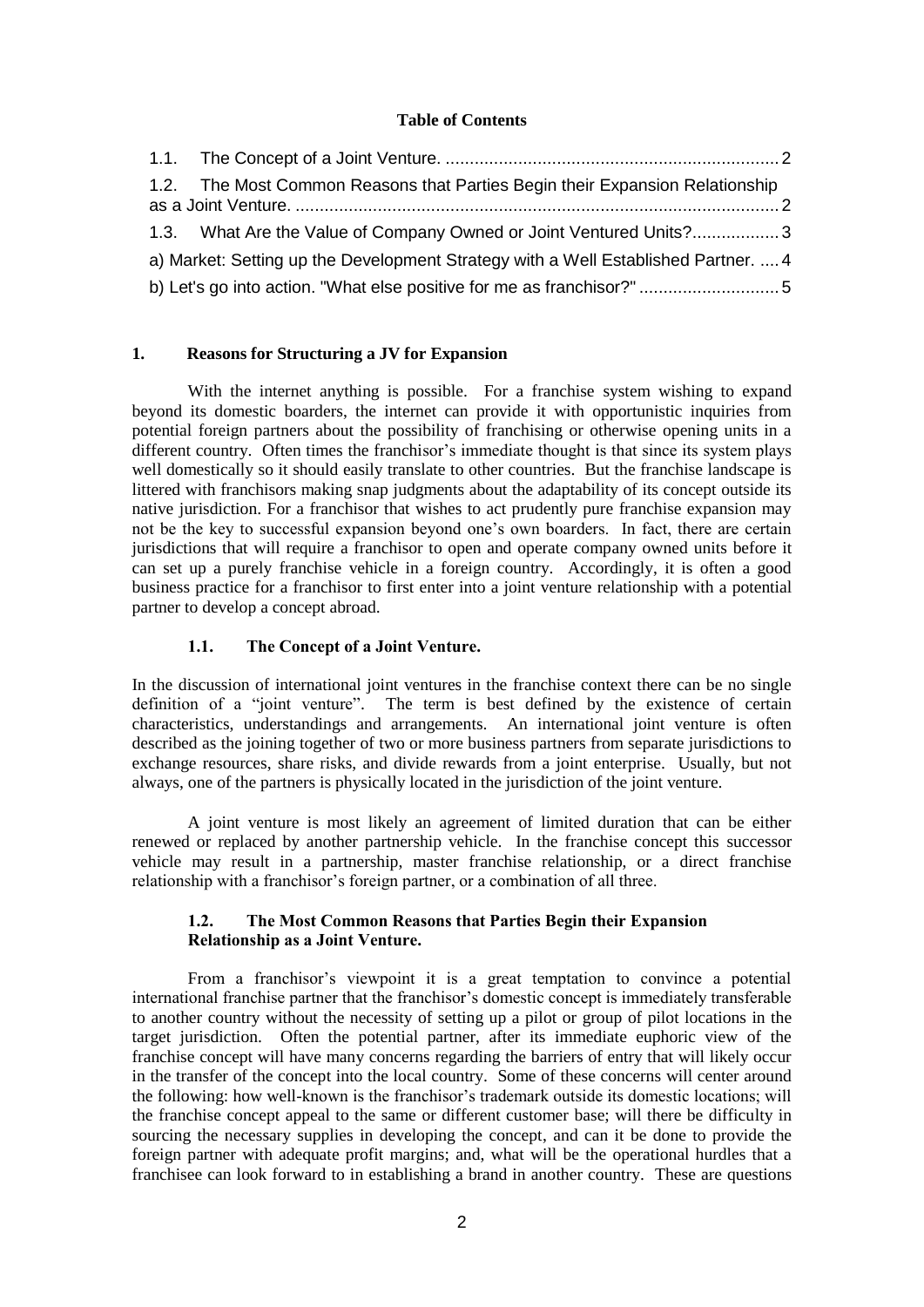**Table of Contents**

1.1. The Concept of a Joint Venture. .......... 2
1.2. The Most Common Reasons that Parties Begin their Expansion Relationship as a Joint Venture. .......... 2
1.3. What Are the Value of Company Owned or Joint Ventured Units? .......... 3
a) Market: Setting up the Development Strategy with a Well Established Partner. .......... 4
b) Let's go into action. "What else positive for me as franchisor?" .......... 5

## 1. Reasons for Structuring a JV for Expansion

With the internet anything is possible. For a franchise system wishing to expand beyond its domestic boarders, the internet can provide it with opportunistic inquiries from potential foreign partners about the possibility of franchising or otherwise opening units in a different country. Often times the franchisor's immediate thought is that since its system plays well domestically so it should easily translate to other countries. But the franchise landscape is littered with franchisors making snap judgments about the adaptability of its concept outside its native jurisdiction. For a franchisor that wishes to act prudently pure franchise expansion may not be the key to successful expansion beyond one's own boarders. In fact, there are certain jurisdictions that will require a franchisor to open and operate company owned units before it can set up a purely franchise vehicle in a foreign country. Accordingly, it is often a good business practice for a franchisor to first enter into a joint venture relationship with a potential partner to develop a concept abroad.

### 1.1. The Concept of a Joint Venture.

In the discussion of international joint ventures in the franchise context there can be no single definition of a "joint venture". The term is best defined by the existence of certain characteristics, understandings and arrangements. An international joint venture is often described as the joining together of two or more business partners from separate jurisdictions to exchange resources, share risks, and divide rewards from a joint enterprise. Usually, but not always, one of the partners is physically located in the jurisdiction of the joint venture.

A joint venture is most likely an agreement of limited duration that can be either renewed or replaced by another partnership vehicle. In the franchise concept this successor vehicle may result in a partnership, master franchise relationship, or a direct franchise relationship with a franchisor's foreign partner, or a combination of all three.

### 1.2. The Most Common Reasons that Parties Begin their Expansion Relationship as a Joint Venture.

From a franchisor's viewpoint it is a great temptation to convince a potential international franchise partner that the franchisor's domestic concept is immediately transferable to another country without the necessity of setting up a pilot or group of pilot locations in the target jurisdiction. Often the potential partner, after its immediate euphoric view of the franchise concept will have many concerns regarding the barriers of entry that will likely occur in the transfer of the concept into the local country. Some of these concerns will center around the following: how well-known is the franchisor's trademark outside its domestic locations; will the franchise concept appeal to the same or different customer base; will there be difficulty in sourcing the necessary supplies in developing the concept, and can it be done to provide the foreign partner with adequate profit margins; and, what will be the operational hurdles that a franchisee can look forward to in establishing a brand in another country. These are questions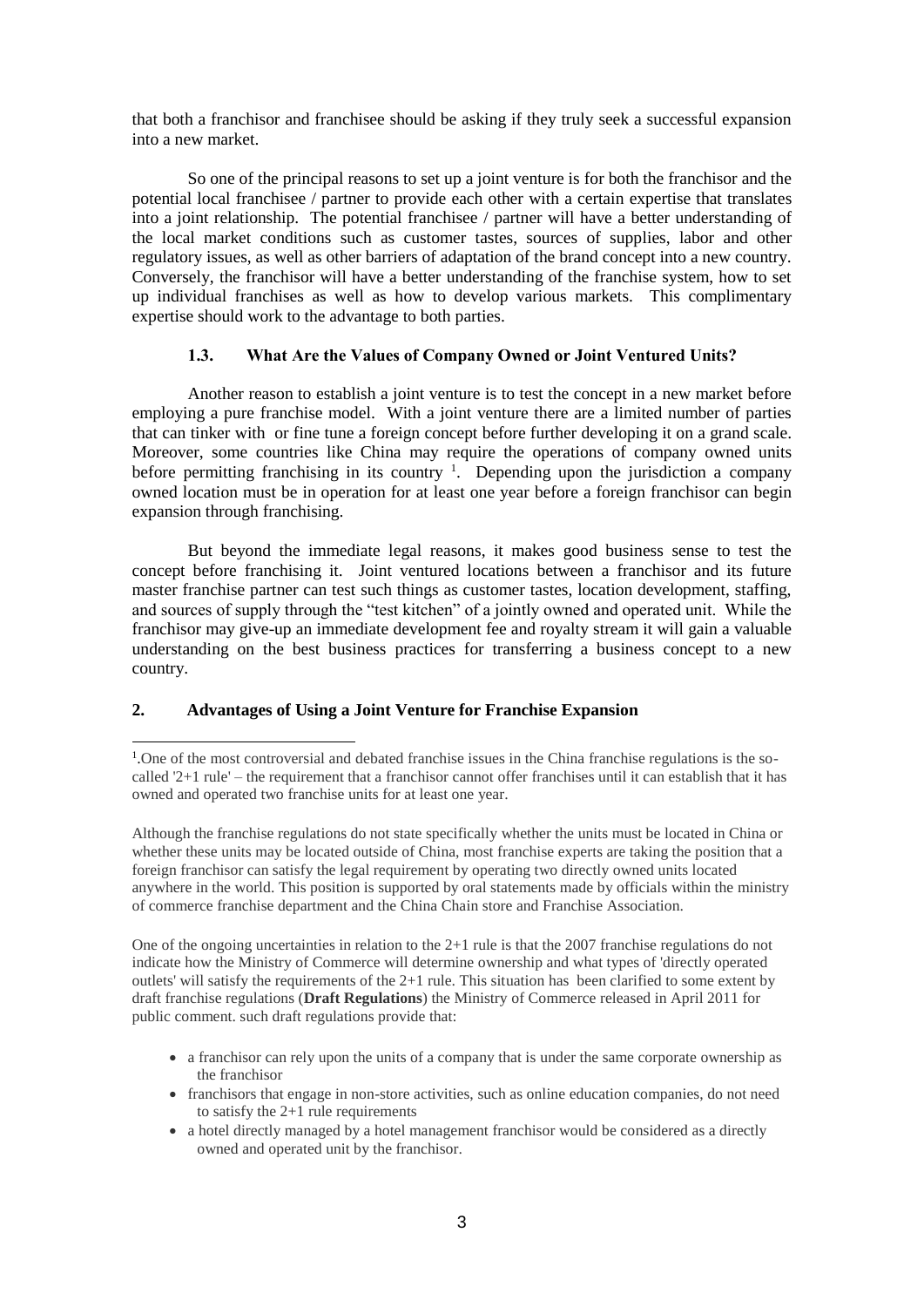that both a franchisor and franchisee should be asking if they truly seek a successful expansion into a new market.

So one of the principal reasons to set up a joint venture is for both the franchisor and the potential local franchisee / partner to provide each other with a certain expertise that translates into a joint relationship. The potential franchisee / partner will have a better understanding of the local market conditions such as customer tastes, sources of supplies, labor and other regulatory issues, as well as other barriers of adaptation of the brand concept into a new country. Conversely, the franchisor will have a better understanding of the franchise system, how to set up individual franchises as well as how to develop various markets. This complimentary expertise should work to the advantage to both parties.

### 1.3. What Are the Values of Company Owned or Joint Ventured Units?

Another reason to establish a joint venture is to test the concept in a new market before employing a pure franchise model. With a joint venture there are a limited number of parties that can tinker with or fine tune a foreign concept before further developing it on a grand scale. Moreover, some countries like China may require the operations of company owned units before permitting franchising in its country [1]. Depending upon the jurisdiction a company owned location must be in operation for at least one year before a foreign franchisor can begin expansion through franchising.

But beyond the immediate legal reasons, it makes good business sense to test the concept before franchising it. Joint ventured locations between a franchisor and its future master franchise partner can test such things as customer tastes, location development, staffing, and sources of supply through the "test kitchen" of a jointly owned and operated unit. While the franchisor may give-up an immediate development fee and royalty stream it will gain a valuable understanding on the best business practices for transferring a business concept to a new country.

## 2. Advantages of Using a Joint Venture for Franchise Expansion

---

[1].One of the most controversial and debated franchise issues in the China franchise regulations is the so-called '2+1 rule' – the requirement that a franchisor cannot offer franchises until it can establish that it has owned and operated two franchise units for at least one year.

Although the franchise regulations do not state specifically whether the units must be located in China or whether these units may be located outside of China, most franchise experts are taking the position that a foreign franchisor can satisfy the legal requirement by operating two directly owned units located anywhere in the world. This position is supported by oral statements made by officials within the ministry of commerce franchise department and the China Chain store and Franchise Association.

One of the ongoing uncertainties in relation to the 2+1 rule is that the 2007 franchise regulations do not indicate how the Ministry of Commerce will determine ownership and what types of 'directly operated outlets' will satisfy the requirements of the 2+1 rule. This situation has been clarified to some extent by draft franchise regulations (**Draft Regulations**) the Ministry of Commerce released in April 2011 for public comment. such draft regulations provide that:

- a franchisor can rely upon the units of a company that is under the same corporate ownership as the franchisor
- franchisors that engage in non-store activities, such as online education companies, do not need to satisfy the 2+1 rule requirements
- a hotel directly managed by a hotel management franchisor would be considered as a directly owned and operated unit by the franchisor.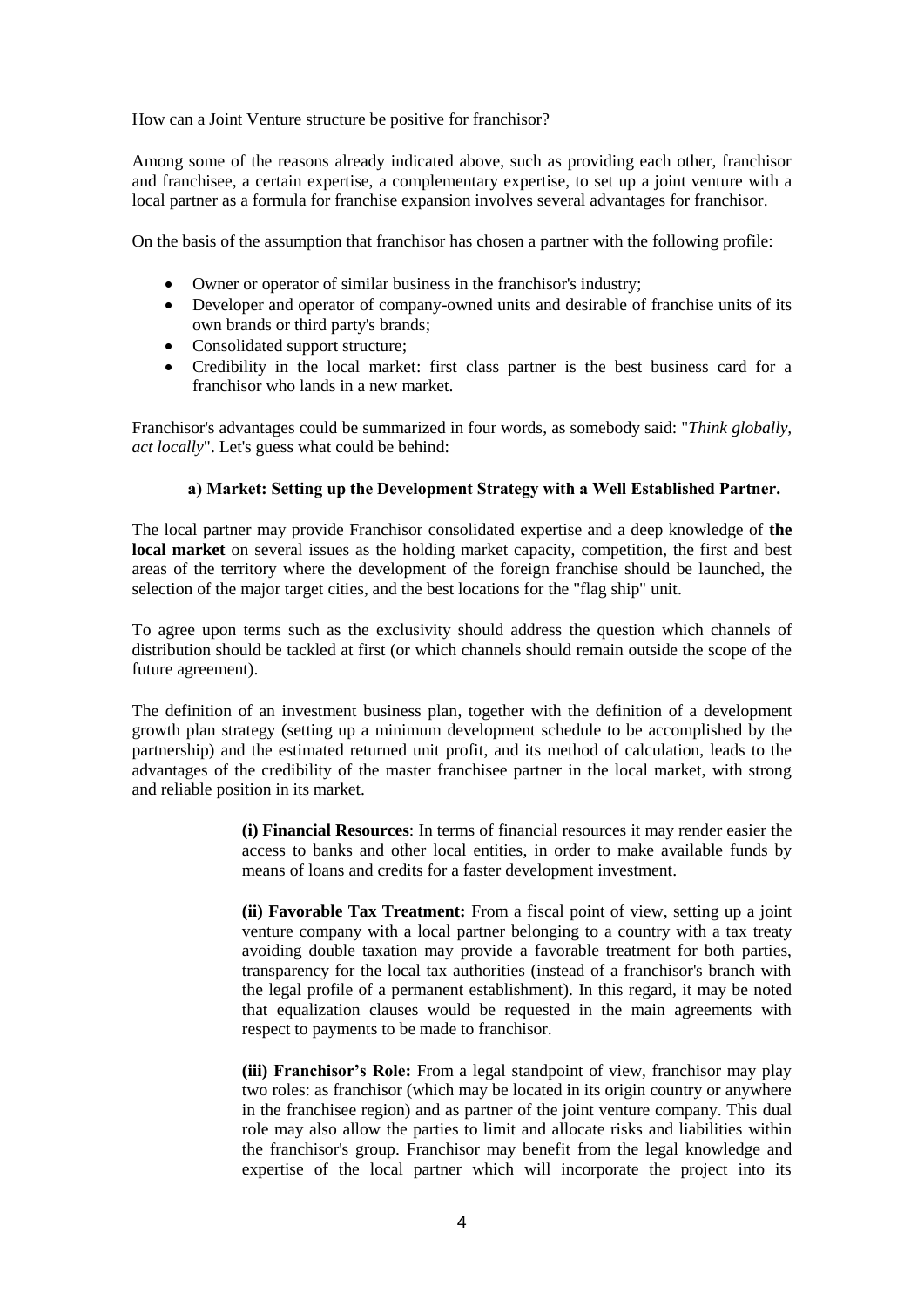How can a Joint Venture structure be positive for franchisor?

Among some of the reasons already indicated above, such as providing each other, franchisor and franchisee, a certain expertise, a complementary expertise, to set up a joint venture with a local partner as a formula for franchise expansion involves several advantages for franchisor.

On the basis of the assumption that franchisor has chosen a partner with the following profile:

- Owner or operator of similar business in the franchisor's industry;
- Developer and operator of company-owned units and desirable of franchise units of its own brands or third party's brands;
- Consolidated support structure;
- Credibility in the local market: first class partner is the best business card for a franchisor who lands in a new market.

Franchisor's advantages could be summarized in four words, as somebody said: "*Think globally, act locally*". Let's guess what could be behind:

**a) Market: Setting up the Development Strategy with a Well Established Partner.**

The local partner may provide Franchisor consolidated expertise and a deep knowledge of **the local market** on several issues as the holding market capacity, competition, the first and best areas of the territory where the development of the foreign franchise should be launched, the selection of the major target cities, and the best locations for the "flag ship" unit.

To agree upon terms such as the exclusivity should address the question which channels of distribution should be tackled at first (or which channels should remain outside the scope of the future agreement).

The definition of an investment business plan, together with the definition of a development growth plan strategy (setting up a minimum development schedule to be accomplished by the partnership) and the estimated returned unit profit, and its method of calculation, leads to the advantages of the credibility of the master franchisee partner in the local market, with strong and reliable position in its market.

> **(i) Financial Resources**: In terms of financial resources it may render easier the access to banks and other local entities, in order to make available funds by means of loans and credits for a faster development investment.
>
> **(ii) Favorable Tax Treatment:** From a fiscal point of view, setting up a joint venture company with a local partner belonging to a country with a tax treaty avoiding double taxation may provide a favorable treatment for both parties, transparency for the local tax authorities (instead of a franchisor's branch with the legal profile of a permanent establishment). In this regard, it may be noted that equalization clauses would be requested in the main agreements with respect to payments to be made to franchisor.
>
> **(iii) Franchisor's Role:** From a legal standpoint of view, franchisor may play two roles: as franchisor (which may be located in its origin country or anywhere in the franchisee region) and as partner of the joint venture company. This dual role may also allow the parties to limit and allocate risks and liabilities within the franchisor's group. Franchisor may benefit from the legal knowledge and expertise of the local partner which will incorporate the project into its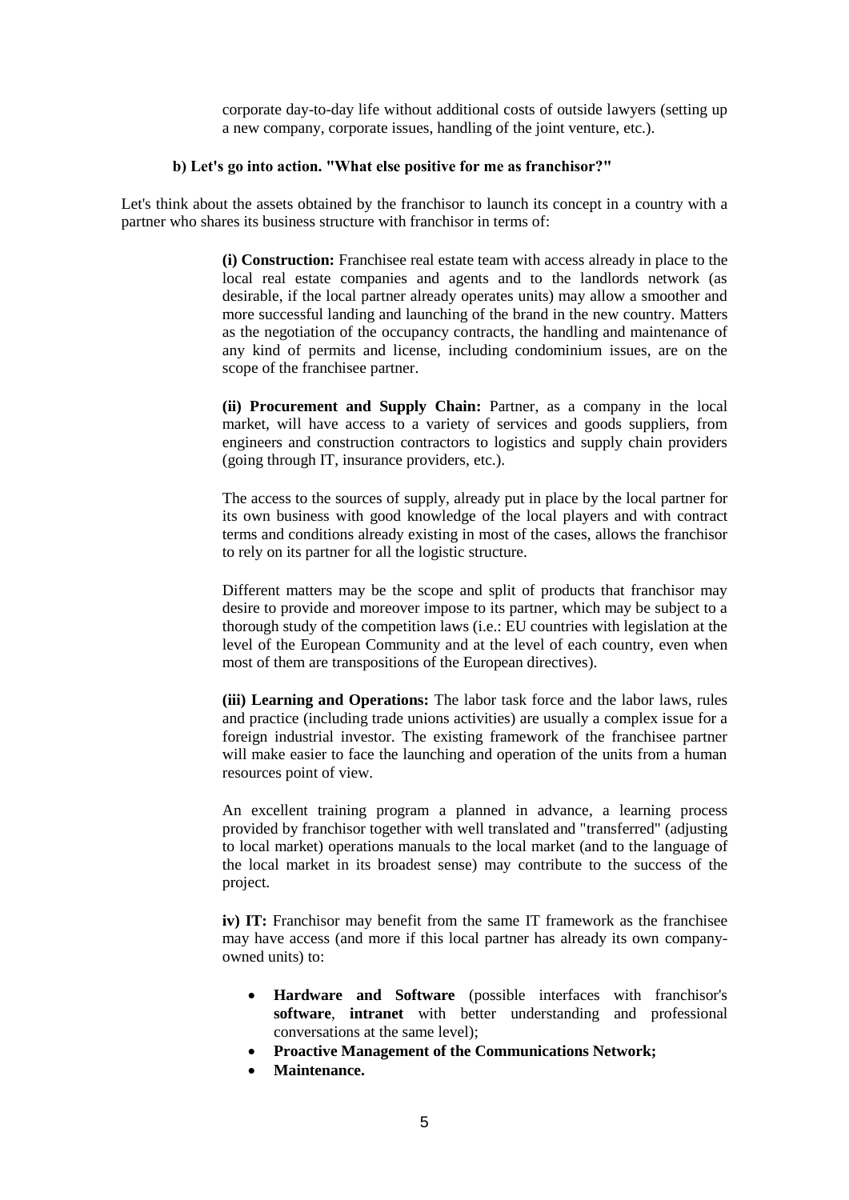corporate day-to-day life without additional costs of outside lawyers (setting up a new company, corporate issues, handling of the joint venture, etc.).

### b) Let's go into action. "What else positive for me as franchisor?"

Let's think about the assets obtained by the franchisor to launch its concept in a country with a partner who shares its business structure with franchisor in terms of:

**(i) Construction:** Franchisee real estate team with access already in place to the local real estate companies and agents and to the landlords network (as desirable, if the local partner already operates units) may allow a smoother and more successful landing and launching of the brand in the new country. Matters as the negotiation of the occupancy contracts, the handling and maintenance of any kind of permits and license, including condominium issues, are on the scope of the franchisee partner.

**(ii) Procurement and Supply Chain:** Partner, as a company in the local market, will have access to a variety of services and goods suppliers, from engineers and construction contractors to logistics and supply chain providers (going through IT, insurance providers, etc.).

The access to the sources of supply, already put in place by the local partner for its own business with good knowledge of the local players and with contract terms and conditions already existing in most of the cases, allows the franchisor to rely on its partner for all the logistic structure.

Different matters may be the scope and split of products that franchisor may desire to provide and moreover impose to its partner, which may be subject to a thorough study of the competition laws (i.e.: EU countries with legislation at the level of the European Community and at the level of each country, even when most of them are transpositions of the European directives).

**(iii) Learning and Operations:** The labor task force and the labor laws, rules and practice (including trade unions activities) are usually a complex issue for a foreign industrial investor. The existing framework of the franchisee partner will make easier to face the launching and operation of the units from a human resources point of view.

An excellent training program a planned in advance, a learning process provided by franchisor together with well translated and "transferred" (adjusting to local market) operations manuals to the local market (and to the language of the local market in its broadest sense) may contribute to the success of the project.

**iv) IT:** Franchisor may benefit from the same IT framework as the franchisee may have access (and more if this local partner has already its own company-owned units) to:

- **Hardware and Software** (possible interfaces with franchisor's **software**, **intranet** with better understanding and professional conversations at the same level);
- **Proactive Management of the Communications Network;**
- **Maintenance.**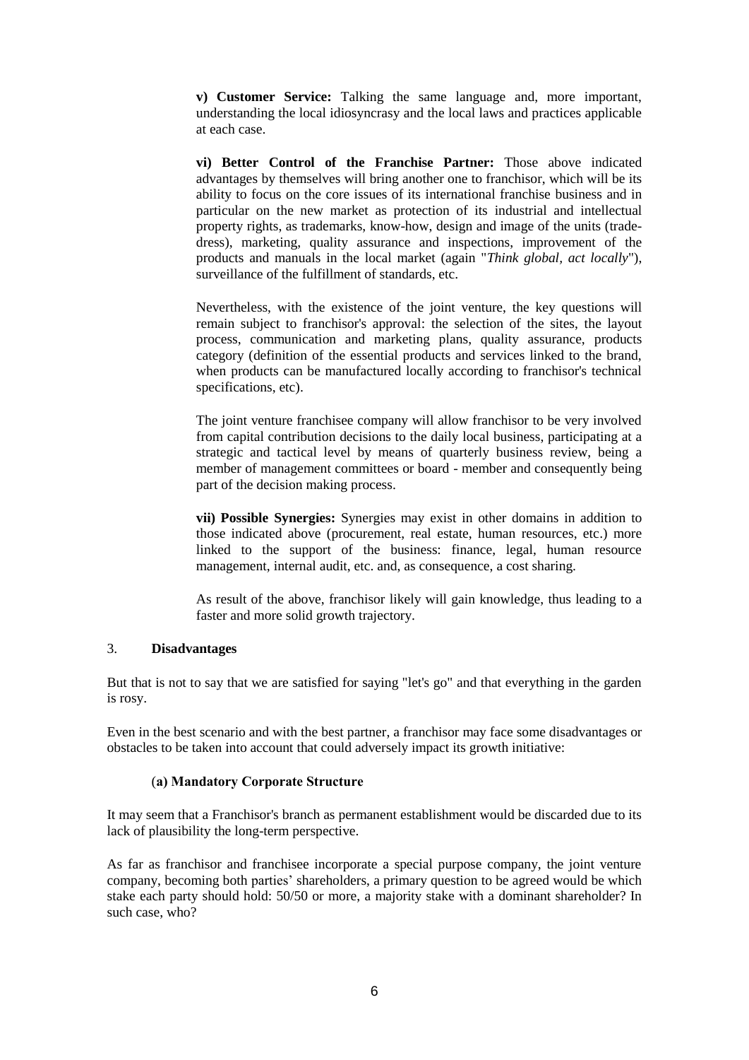**v) Customer Service:** Talking the same language and, more important, understanding the local idiosyncrasy and the local laws and practices applicable at each case.

**vi) Better Control of the Franchise Partner:** Those above indicated advantages by themselves will bring another one to franchisor, which will be its ability to focus on the core issues of its international franchise business and in particular on the new market as protection of its industrial and intellectual property rights, as trademarks, know-how, design and image of the units (trade-dress), marketing, quality assurance and inspections, improvement of the products and manuals in the local market (again "*Think global, act locally*"), surveillance of the fulfillment of standards, etc.

Nevertheless, with the existence of the joint venture, the key questions will remain subject to franchisor's approval: the selection of the sites, the layout process, communication and marketing plans, quality assurance, products category (definition of the essential products and services linked to the brand, when products can be manufactured locally according to franchisor's technical specifications, etc).

The joint venture franchisee company will allow franchisor to be very involved from capital contribution decisions to the daily local business, participating at a strategic and tactical level by means of quarterly business review, being a member of management committees or board - member and consequently being part of the decision making process.

**vii) Possible Synergies:** Synergies may exist in other domains in addition to those indicated above (procurement, real estate, human resources, etc.) more linked to the support of the business: finance, legal, human resource management, internal audit, etc. and, as consequence, a cost sharing.

As result of the above, franchisor likely will gain knowledge, thus leading to a faster and more solid growth trajectory.

## 3. Disadvantages

But that is not to say that we are satisfied for saying "let's go" and that everything in the garden is rosy.

Even in the best scenario and with the best partner, a franchisor may face some disadvantages or obstacles to be taken into account that could adversely impact its growth initiative:

### (a) Mandatory Corporate Structure

It may seem that a Franchisor's branch as permanent establishment would be discarded due to its lack of plausibility the long-term perspective.

As far as franchisor and franchisee incorporate a special purpose company, the joint venture company, becoming both parties' shareholders, a primary question to be agreed would be which stake each party should hold: 50/50 or more, a majority stake with a dominant shareholder? In such case, who?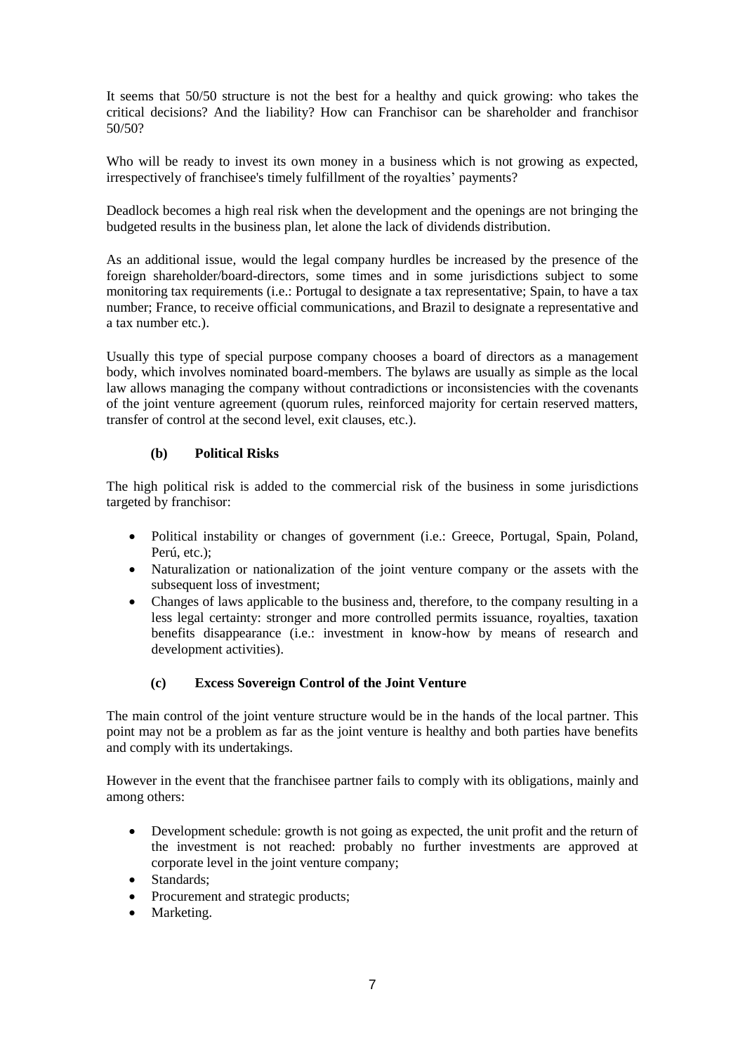It seems that 50/50 structure is not the best for a healthy and quick growing: who takes the critical decisions? And the liability? How can Franchisor can be shareholder and franchisor 50/50?

Who will be ready to invest its own money in a business which is not growing as expected, irrespectively of franchisee's timely fulfillment of the royalties' payments?

Deadlock becomes a high real risk when the development and the openings are not bringing the budgeted results in the business plan, let alone the lack of dividends distribution.

As an additional issue, would the legal company hurdles be increased by the presence of the foreign shareholder/board-directors, some times and in some jurisdictions subject to some monitoring tax requirements (i.e.: Portugal to designate a tax representative; Spain, to have a tax number; France, to receive official communications, and Brazil to designate a representative and a tax number etc.).

Usually this type of special purpose company chooses a board of directors as a management body, which involves nominated board-members. The bylaws are usually as simple as the local law allows managing the company without contradictions or inconsistencies with the covenants of the joint venture agreement (quorum rules, reinforced majority for certain reserved matters, transfer of control at the second level, exit clauses, etc.).

### (b) Political Risks

The high political risk is added to the commercial risk of the business in some jurisdictions targeted by franchisor:

- Political instability or changes of government (i.e.: Greece, Portugal, Spain, Poland, Perú, etc.);
- Naturalization or nationalization of the joint venture company or the assets with the subsequent loss of investment;
- Changes of laws applicable to the business and, therefore, to the company resulting in a less legal certainty: stronger and more controlled permits issuance, royalties, taxation benefits disappearance (i.e.: investment in know-how by means of research and development activities).

### (c) Excess Sovereign Control of the Joint Venture

The main control of the joint venture structure would be in the hands of the local partner. This point may not be a problem as far as the joint venture is healthy and both parties have benefits and comply with its undertakings.

However in the event that the franchisee partner fails to comply with its obligations, mainly and among others:

- Development schedule: growth is not going as expected, the unit profit and the return of the investment is not reached: probably no further investments are approved at corporate level in the joint venture company;
- Standards;
- Procurement and strategic products;
- Marketing.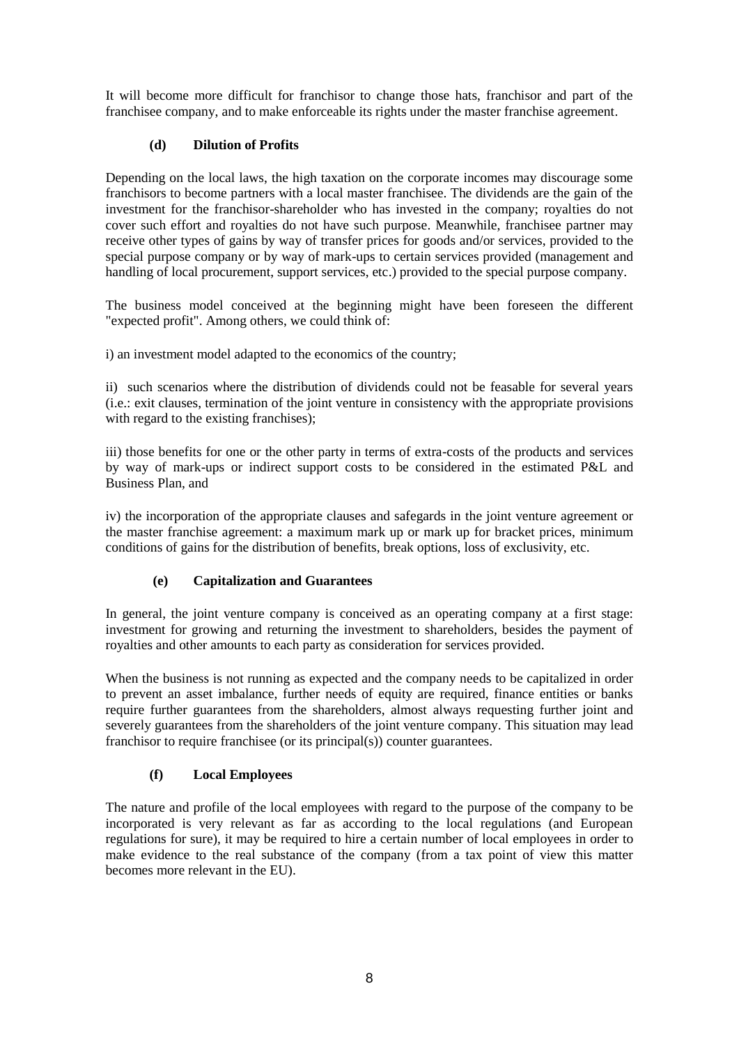It will become more difficult for franchisor to change those hats, franchisor and part of the franchisee company, and to make enforceable its rights under the master franchise agreement.

### (d) Dilution of Profits

Depending on the local laws, the high taxation on the corporate incomes may discourage some franchisors to become partners with a local master franchisee. The dividends are the gain of the investment for the franchisor-shareholder who has invested in the company; royalties do not cover such effort and royalties do not have such purpose. Meanwhile, franchisee partner may receive other types of gains by way of transfer prices for goods and/or services, provided to the special purpose company or by way of mark-ups to certain services provided (management and handling of local procurement, support services, etc.) provided to the special purpose company.

The business model conceived at the beginning might have been foreseen the different "expected profit". Among others, we could think of:

i) an investment model adapted to the economics of the country;

ii) such scenarios where the distribution of dividends could not be feasable for several years (i.e.: exit clauses, termination of the joint venture in consistency with the appropriate provisions with regard to the existing franchises);

iii) those benefits for one or the other party in terms of extra-costs of the products and services by way of mark-ups or indirect support costs to be considered in the estimated P&L and Business Plan, and

iv) the incorporation of the appropriate clauses and safegards in the joint venture agreement or the master franchise agreement: a maximum mark up or mark up for bracket prices, minimum conditions of gains for the distribution of benefits, break options, loss of exclusivity, etc.

### (e) Capitalization and Guarantees

In general, the joint venture company is conceived as an operating company at a first stage: investment for growing and returning the investment to shareholders, besides the payment of royalties and other amounts to each party as consideration for services provided.

When the business is not running as expected and the company needs to be capitalized in order to prevent an asset imbalance, further needs of equity are required, finance entities or banks require further guarantees from the shareholders, almost always requesting further joint and severely guarantees from the shareholders of the joint venture company. This situation may lead franchisor to require franchisee (or its principal(s)) counter guarantees.

### (f) Local Employees

The nature and profile of the local employees with regard to the purpose of the company to be incorporated is very relevant as far as according to the local regulations (and European regulations for sure), it may be required to hire a certain number of local employees in order to make evidence to the real substance of the company (from a tax point of view this matter becomes more relevant in the EU).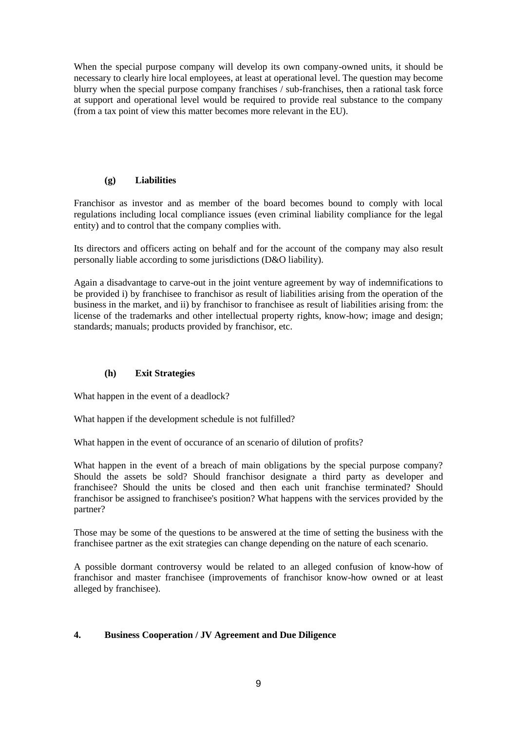When the special purpose company will develop its own company-owned units, it should be necessary to clearly hire local employees, at least at operational level. The question may become blurry when the special purpose company franchises / sub-franchises, then a rational task force at support and operational level would be required to provide real substance to the company (from a tax point of view this matter becomes more relevant in the EU).

#### (g) Liabilities

Franchisor as investor and as member of the board becomes bound to comply with local regulations including local compliance issues (even criminal liability compliance for the legal entity) and to control that the company complies with.

Its directors and officers acting on behalf and for the account of the company may also result personally liable according to some jurisdictions (D&O liability).

Again a disadvantage to carve-out in the joint venture agreement by way of indemnifications to be provided i) by franchisee to franchisor as result of liabilities arising from the operation of the business in the market, and ii) by franchisor to franchisee as result of liabilities arising from: the license of the trademarks and other intellectual property rights, know-how; image and design; standards; manuals; products provided by franchisor, etc.

#### (h) Exit Strategies

What happen in the event of a deadlock?

What happen if the development schedule is not fulfilled?

What happen in the event of occurance of an scenario of dilution of profits?

What happen in the event of a breach of main obligations by the special purpose company? Should the assets be sold? Should franchisor designate a third party as developer and franchisee? Should the units be closed and then each unit franchise terminated? Should franchisor be assigned to franchisee's position? What happens with the services provided by the partner?

Those may be some of the questions to be answered at the time of setting the business with the franchisee partner as the exit strategies can change depending on the nature of each scenario.

A possible dormant controversy would be related to an alleged confusion of know-how of franchisor and master franchisee (improvements of franchisor know-how owned or at least alleged by franchisee).

### 4. Business Cooperation / JV Agreement and Due Diligence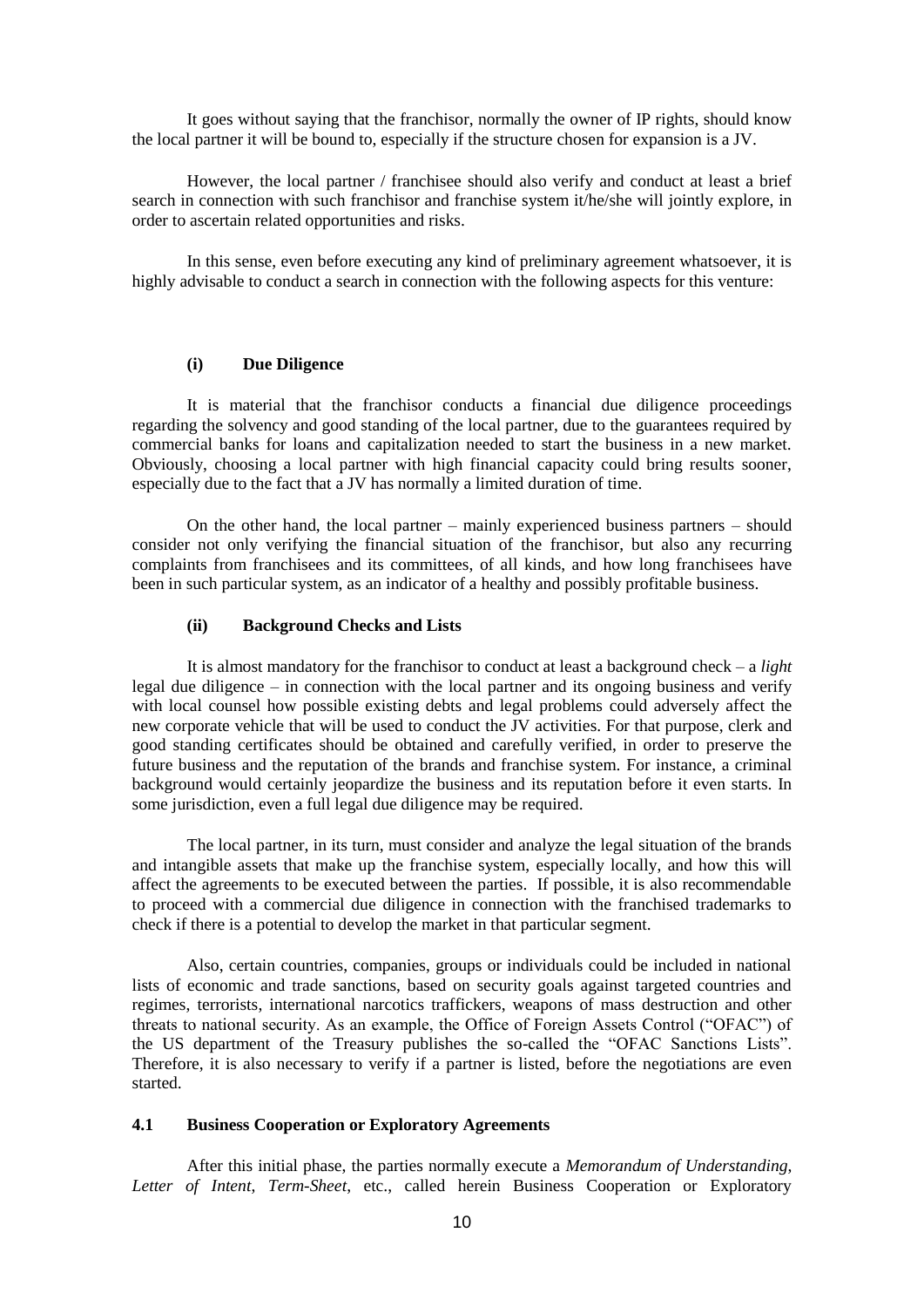It goes without saying that the franchisor, normally the owner of IP rights, should know the local partner it will be bound to, especially if the structure chosen for expansion is a JV.

However, the local partner / franchisee should also verify and conduct at least a brief search in connection with such franchisor and franchise system it/he/she will jointly explore, in order to ascertain related opportunities and risks.

In this sense, even before executing any kind of preliminary agreement whatsoever, it is highly advisable to conduct a search in connection with the following aspects for this venture:

**(i) Due Diligence**

It is material that the franchisor conducts a financial due diligence proceedings regarding the solvency and good standing of the local partner, due to the guarantees required by commercial banks for loans and capitalization needed to start the business in a new market. Obviously, choosing a local partner with high financial capacity could bring results sooner, especially due to the fact that a JV has normally a limited duration of time.

On the other hand, the local partner – mainly experienced business partners – should consider not only verifying the financial situation of the franchisor, but also any recurring complaints from franchisees and its committees, of all kinds, and how long franchisees have been in such particular system, as an indicator of a healthy and possibly profitable business.

**(ii) Background Checks and Lists**

It is almost mandatory for the franchisor to conduct at least a background check – a *light* legal due diligence – in connection with the local partner and its ongoing business and verify with local counsel how possible existing debts and legal problems could adversely affect the new corporate vehicle that will be used to conduct the JV activities. For that purpose, clerk and good standing certificates should be obtained and carefully verified, in order to preserve the future business and the reputation of the brands and franchise system. For instance, a criminal background would certainly jeopardize the business and its reputation before it even starts. In some jurisdiction, even a full legal due diligence may be required.

The local partner, in its turn, must consider and analyze the legal situation of the brands and intangible assets that make up the franchise system, especially locally, and how this will affect the agreements to be executed between the parties. If possible, it is also recommendable to proceed with a commercial due diligence in connection with the franchised trademarks to check if there is a potential to develop the market in that particular segment.

Also, certain countries, companies, groups or individuals could be included in national lists of economic and trade sanctions, based on security goals against targeted countries and regimes, terrorists, international narcotics traffickers, weapons of mass destruction and other threats to national security. As an example, the Office of Foreign Assets Control ("OFAC") of the US department of the Treasury publishes the so-called the "OFAC Sanctions Lists". Therefore, it is also necessary to verify if a partner is listed, before the negotiations are even started.

### 4.1 Business Cooperation or Exploratory Agreements

After this initial phase, the parties normally execute a *Memorandum of Understanding, Letter of Intent, Term-Sheet*, etc., called herein Business Cooperation or Exploratory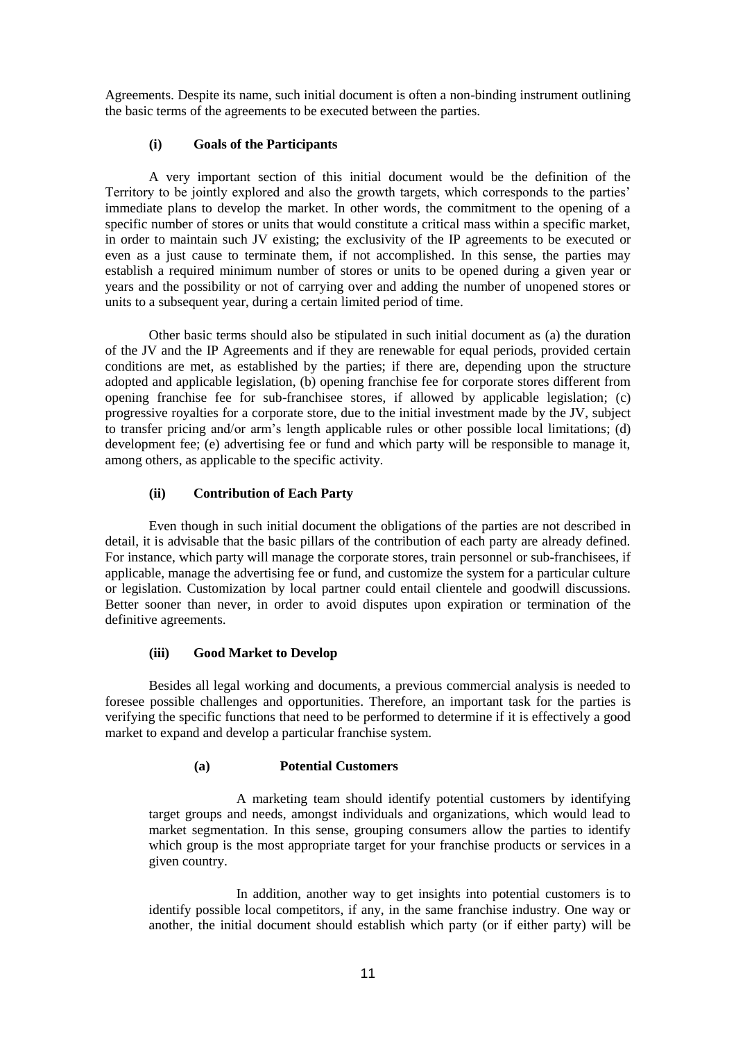Agreements. Despite its name, such initial document is often a non-binding instrument outlining the basic terms of the agreements to be executed between the parties.

#### (i) Goals of the Participants

A very important section of this initial document would be the definition of the Territory to be jointly explored and also the growth targets, which corresponds to the parties' immediate plans to develop the market. In other words, the commitment to the opening of a specific number of stores or units that would constitute a critical mass within a specific market, in order to maintain such JV existing; the exclusivity of the IP agreements to be executed or even as a just cause to terminate them, if not accomplished. In this sense, the parties may establish a required minimum number of stores or units to be opened during a given year or years and the possibility or not of carrying over and adding the number of unopened stores or units to a subsequent year, during a certain limited period of time.

Other basic terms should also be stipulated in such initial document as (a) the duration of the JV and the IP Agreements and if they are renewable for equal periods, provided certain conditions are met, as established by the parties; if there are, depending upon the structure adopted and applicable legislation, (b) opening franchise fee for corporate stores different from opening franchise fee for sub-franchisee stores, if allowed by applicable legislation; (c) progressive royalties for a corporate store, due to the initial investment made by the JV, subject to transfer pricing and/or arm's length applicable rules or other possible local limitations; (d) development fee; (e) advertising fee or fund and which party will be responsible to manage it, among others, as applicable to the specific activity.

#### (ii) Contribution of Each Party

Even though in such initial document the obligations of the parties are not described in detail, it is advisable that the basic pillars of the contribution of each party are already defined. For instance, which party will manage the corporate stores, train personnel or sub-franchisees, if applicable, manage the advertising fee or fund, and customize the system for a particular culture or legislation. Customization by local partner could entail clientele and goodwill discussions. Better sooner than never, in order to avoid disputes upon expiration or termination of the definitive agreements.

#### (iii) Good Market to Develop

Besides all legal working and documents, a previous commercial analysis is needed to foresee possible challenges and opportunities. Therefore, an important task for the parties is verifying the specific functions that need to be performed to determine if it is effectively a good market to expand and develop a particular franchise system.

##### (a) Potential Customers

A marketing team should identify potential customers by identifying target groups and needs, amongst individuals and organizations, which would lead to market segmentation. In this sense, grouping consumers allow the parties to identify which group is the most appropriate target for your franchise products or services in a given country.

In addition, another way to get insights into potential customers is to identify possible local competitors, if any, in the same franchise industry. One way or another, the initial document should establish which party (or if either party) will be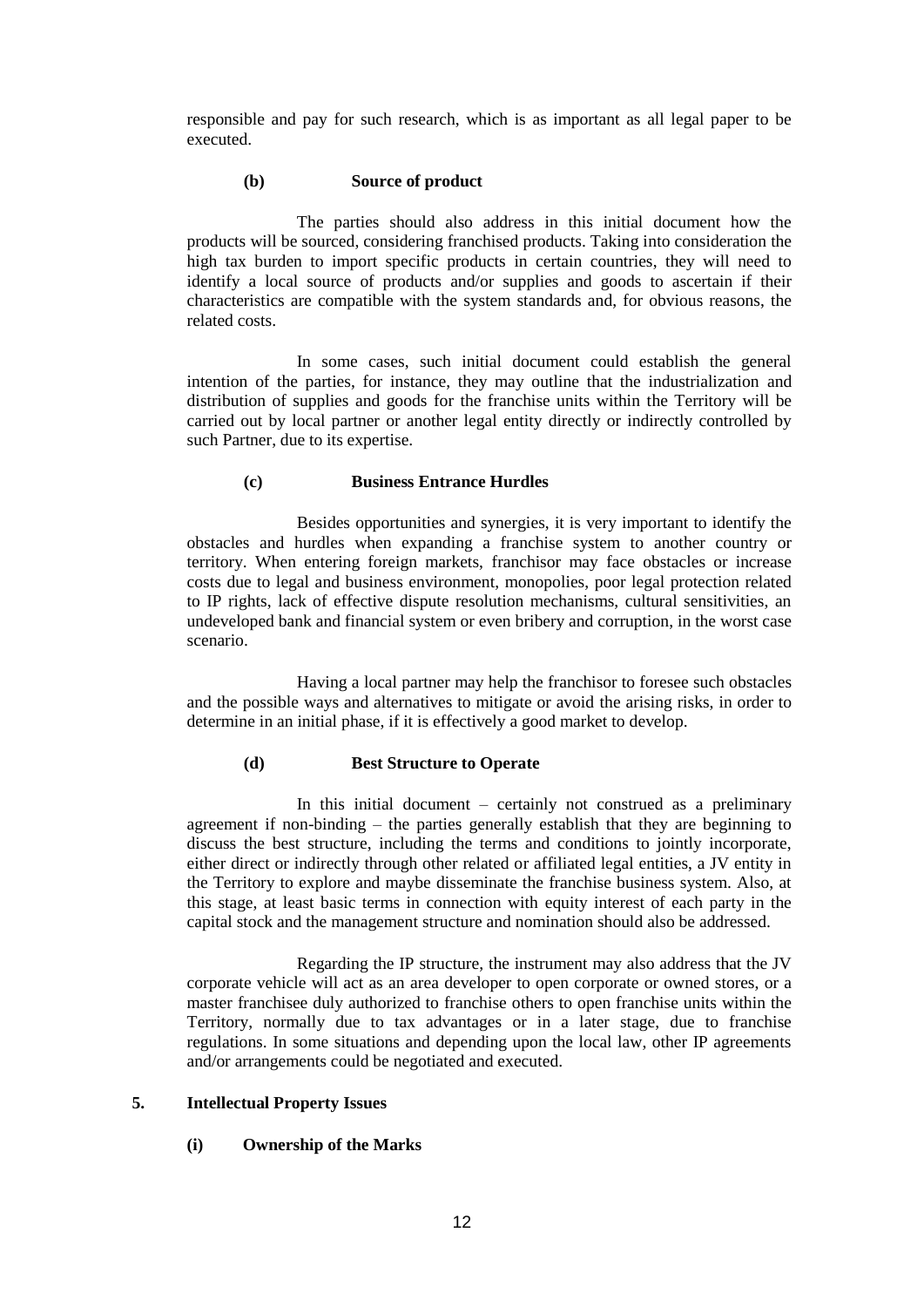responsible and pay for such research, which is as important as all legal paper to be executed.

#### (b) Source of product

The parties should also address in this initial document how the products will be sourced, considering franchised products. Taking into consideration the high tax burden to import specific products in certain countries, they will need to identify a local source of products and/or supplies and goods to ascertain if their characteristics are compatible with the system standards and, for obvious reasons, the related costs.

In some cases, such initial document could establish the general intention of the parties, for instance, they may outline that the industrialization and distribution of supplies and goods for the franchise units within the Territory will be carried out by local partner or another legal entity directly or indirectly controlled by such Partner, due to its expertise.

#### (c) Business Entrance Hurdles

Besides opportunities and synergies, it is very important to identify the obstacles and hurdles when expanding a franchise system to another country or territory. When entering foreign markets, franchisor may face obstacles or increase costs due to legal and business environment, monopolies, poor legal protection related to IP rights, lack of effective dispute resolution mechanisms, cultural sensitivities, an undeveloped bank and financial system or even bribery and corruption, in the worst case scenario.

Having a local partner may help the franchisor to foresee such obstacles and the possible ways and alternatives to mitigate or avoid the arising risks, in order to determine in an initial phase, if it is effectively a good market to develop.

#### (d) Best Structure to Operate

In this initial document – certainly not construed as a preliminary agreement if non-binding – the parties generally establish that they are beginning to discuss the best structure, including the terms and conditions to jointly incorporate, either direct or indirectly through other related or affiliated legal entities, a JV entity in the Territory to explore and maybe disseminate the franchise business system. Also, at this stage, at least basic terms in connection with equity interest of each party in the capital stock and the management structure and nomination should also be addressed.

Regarding the IP structure, the instrument may also address that the JV corporate vehicle will act as an area developer to open corporate or owned stores, or a master franchisee duly authorized to franchise others to open franchise units within the Territory, normally due to tax advantages or in a later stage, due to franchise regulations. In some situations and depending upon the local law, other IP agreements and/or arrangements could be negotiated and executed.

## 5. Intellectual Property Issues

### (i) Ownership of the Marks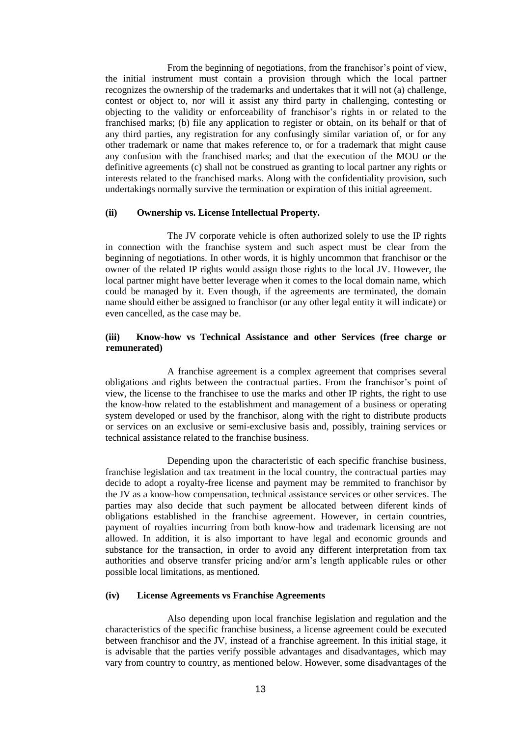From the beginning of negotiations, from the franchisor's point of view, the initial instrument must contain a provision through which the local partner recognizes the ownership of the trademarks and undertakes that it will not (a) challenge, contest or object to, nor will it assist any third party in challenging, contesting or objecting to the validity or enforceability of franchisor's rights in or related to the franchised marks; (b) file any application to register or obtain, on its behalf or that of any third parties, any registration for any confusingly similar variation of, or for any other trademark or name that makes reference to, or for a trademark that might cause any confusion with the franchised marks; and that the execution of the MOU or the definitive agreements (c) shall not be construed as granting to local partner any rights or interests related to the franchised marks. Along with the confidentiality provision, such undertakings normally survive the termination or expiration of this initial agreement.

**(ii) Ownership vs. License Intellectual Property.**

The JV corporate vehicle is often authorized solely to use the IP rights in connection with the franchise system and such aspect must be clear from the beginning of negotiations. In other words, it is highly uncommon that franchisor or the owner of the related IP rights would assign those rights to the local JV. However, the local partner might have better leverage when it comes to the local domain name, which could be managed by it. Even though, if the agreements are terminated, the domain name should either be assigned to franchisor (or any other legal entity it will indicate) or even cancelled, as the case may be.

**(iii) Know-how vs Technical Assistance and other Services (free charge or remunerated)**

A franchise agreement is a complex agreement that comprises several obligations and rights between the contractual parties. From the franchisor's point of view, the license to the franchisee to use the marks and other IP rights, the right to use the know-how related to the establishment and management of a business or operating system developed or used by the franchisor, along with the right to distribute products or services on an exclusive or semi-exclusive basis and, possibly, training services or technical assistance related to the franchise business.

Depending upon the characteristic of each specific franchise business, franchise legislation and tax treatment in the local country, the contractual parties may decide to adopt a royalty-free license and payment may be remmited to franchisor by the JV as a know-how compensation, technical assistance services or other services. The parties may also decide that such payment be allocated between diferent kinds of obligations established in the franchise agreement. However, in certain countries, payment of royalties incurring from both know-how and trademark licensing are not allowed. In addition, it is also important to have legal and economic grounds and substance for the transaction, in order to avoid any different interpretation from tax authorities and observe transfer pricing and/or arm's length applicable rules or other possible local limitations, as mentioned.

**(iv) License Agreements vs Franchise Agreements**

Also depending upon local franchise legislation and regulation and the characteristics of the specific franchise business, a license agreement could be executed between franchisor and the JV, instead of a franchise agreement. In this initial stage, it is advisable that the parties verify possible advantages and disadvantages, which may vary from country to country, as mentioned below. However, some disadvantages of the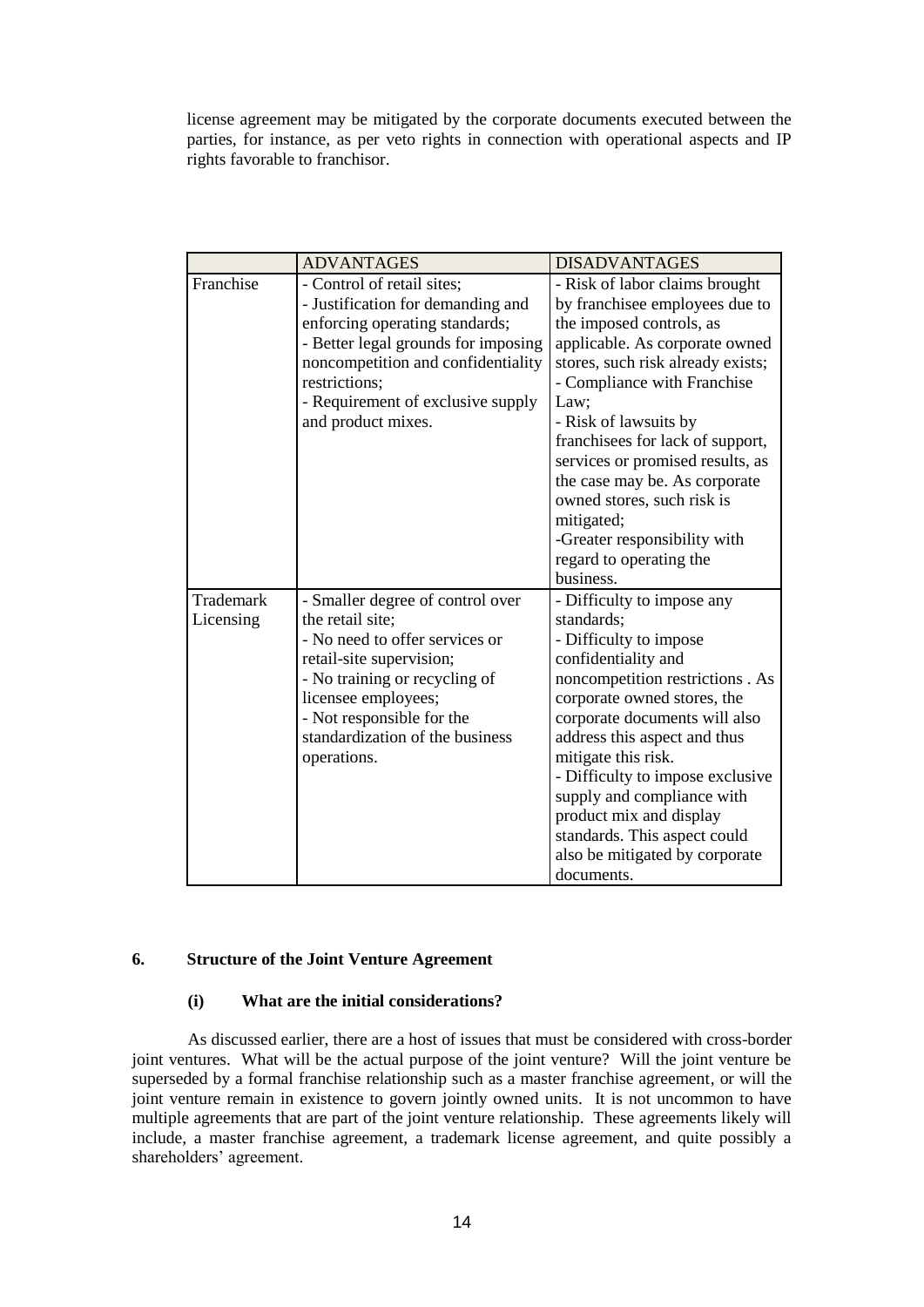license agreement may be mitigated by the corporate documents executed between the parties, for instance, as per veto rights in connection with operational aspects and IP rights favorable to franchisor.

| | ADVANTAGES | DISADVANTAGES |
|---|---|---|
| Franchise | - Control of retail sites;<br>- Justification for demanding and enforcing operating standards;<br>- Better legal grounds for imposing noncompetition and confidentiality restrictions;<br>- Requirement of exclusive supply and product mixes. | - Risk of labor claims brought by franchisee employees due to the imposed controls, as applicable. As corporate owned stores, such risk already exists;<br>- Compliance with Franchise Law;<br>- Risk of lawsuits by franchisees for lack of support, services or promised results, as the case may be. As corporate owned stores, such risk is mitigated;<br>-Greater responsibility with regard to operating the business. |
| Trademark Licensing | - Smaller degree of control over the retail site;<br>- No need to offer services or retail-site supervision;<br>- No training or recycling of licensee employees;<br>- Not responsible for the standardization of the business operations. | - Difficulty to impose any standards;<br>- Difficulty to impose confidentiality and noncompetition restrictions . As corporate owned stores, the corporate documents will also address this aspect and thus mitigate this risk.<br>- Difficulty to impose exclusive supply and compliance with product mix and display standards. This aspect could also be mitigated by corporate documents. |

## 6. Structure of the Joint Venture Agreement

### (i) What are the initial considerations?

As discussed earlier, there are a host of issues that must be considered with cross-border joint ventures. What will be the actual purpose of the joint venture? Will the joint venture be superseded by a formal franchise relationship such as a master franchise agreement, or will the joint venture remain in existence to govern jointly owned units. It is not uncommon to have multiple agreements that are part of the joint venture relationship. These agreements likely will include, a master franchise agreement, a trademark license agreement, and quite possibly a shareholders' agreement.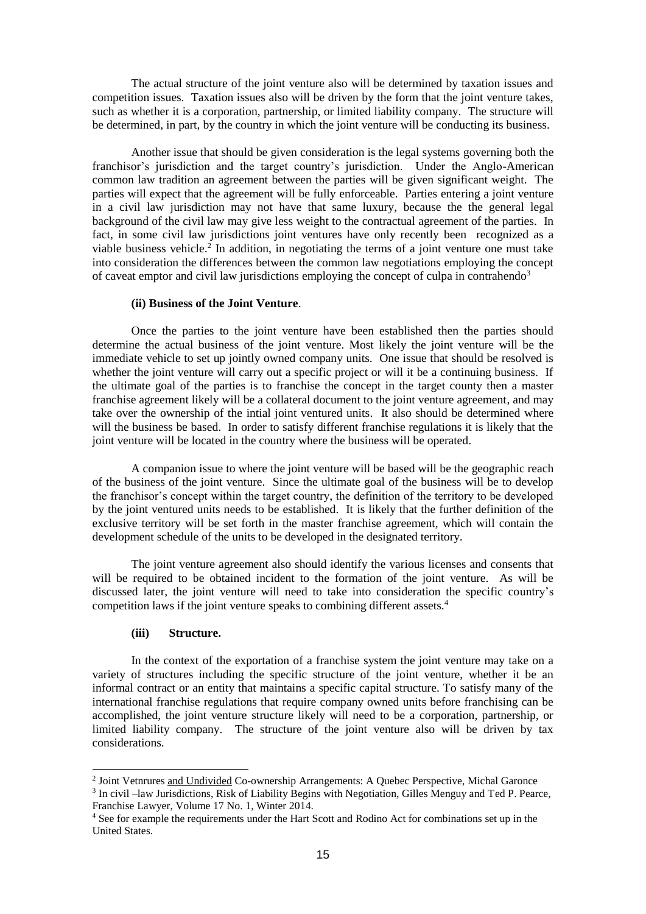The actual structure of the joint venture also will be determined by taxation issues and competition issues. Taxation issues also will be driven by the form that the joint venture takes, such as whether it is a corporation, partnership, or limited liability company. The structure will be determined, in part, by the country in which the joint venture will be conducting its business.

Another issue that should be given consideration is the legal systems governing both the franchisor's jurisdiction and the target country's jurisdiction. Under the Anglo-American common law tradition an agreement between the parties will be given significant weight. The parties will expect that the agreement will be fully enforceable. Parties entering a joint venture in a civil law jurisdiction may not have that same luxury, because the the general legal background of the civil law may give less weight to the contractual agreement of the parties. In fact, in some civil law jurisdictions joint ventures have only recently been recognized as a viable business vehicle.[2] In addition, in negotiating the terms of a joint venture one must take into consideration the differences between the common law negotiations employing the concept of caveat emptor and civil law jurisdictions employing the concept of culpa in contrahendo[3]

**(ii) Business of the Joint Venture**.

Once the parties to the joint venture have been established then the parties should determine the actual business of the joint venture. Most likely the joint venture will be the immediate vehicle to set up jointly owned company units. One issue that should be resolved is whether the joint venture will carry out a specific project or will it be a continuing business. If the ultimate goal of the parties is to franchise the concept in the target county then a master franchise agreement likely will be a collateral document to the joint venture agreement, and may take over the ownership of the intial joint ventured units. It also should be determined where will the business be based. In order to satisfy different franchise regulations it is likely that the joint venture will be located in the country where the business will be operated.

A companion issue to where the joint venture will be based will be the geographic reach of the business of the joint venture. Since the ultimate goal of the business will be to develop the franchisor's concept within the target country, the definition of the territory to be developed by the joint ventured units needs to be established. It is likely that the further definition of the exclusive territory will be set forth in the master franchise agreement, which will contain the development schedule of the units to be developed in the designated territory.

The joint venture agreement also should identify the various licenses and consents that will be required to be obtained incident to the formation of the joint venture. As will be discussed later, the joint venture will need to take into consideration the specific country's competition laws if the joint venture speaks to combining different assets.[4]

**(iii) Structure.**

In the context of the exportation of a franchise system the joint venture may take on a variety of structures including the specific structure of the joint venture, whether it be an informal contract or an entity that maintains a specific capital structure. To satisfy many of the international franchise regulations that require company owned units before franchising can be accomplished, the joint venture structure likely will need to be a corporation, partnership, or limited liability company. The structure of the joint venture also will be driven by tax considerations.

---

[2] Joint Vetnrures and Undivided Co-ownership Arrangements: A Quebec Perspective, Michal Garonce

[3] In civil –law Jurisdictions, Risk of Liability Begins with Negotiation, Gilles Menguy and Ted P. Pearce, Franchise Lawyer, Volume 17 No. 1, Winter 2014.

[4] See for example the requirements under the Hart Scott and Rodino Act for combinations set up in the United States.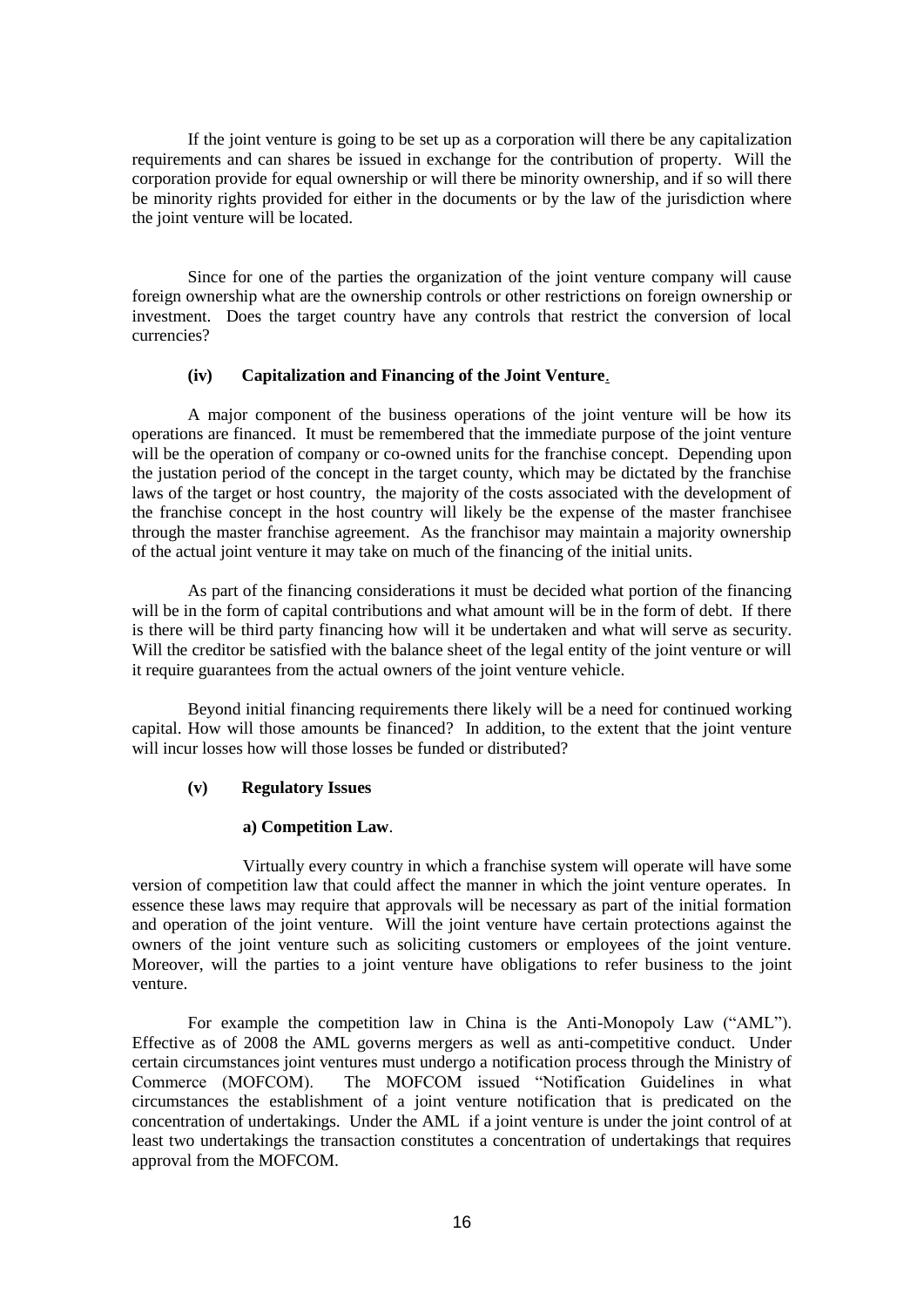If the joint venture is going to be set up as a corporation will there be any capitalization requirements and can shares be issued in exchange for the contribution of property. Will the corporation provide for equal ownership or will there be minority ownership, and if so will there be minority rights provided for either in the documents or by the law of the jurisdiction where the joint venture will be located.

Since for one of the parties the organization of the joint venture company will cause foreign ownership what are the ownership controls or other restrictions on foreign ownership or investment. Does the target country have any controls that restrict the conversion of local currencies?

**(iv) Capitalization and Financing of the Joint Venture.**

A major component of the business operations of the joint venture will be how its operations are financed. It must be remembered that the immediate purpose of the joint venture will be the operation of company or co-owned units for the franchise concept. Depending upon the justation period of the concept in the target county, which may be dictated by the franchise laws of the target or host country, the majority of the costs associated with the development of the franchise concept in the host country will likely be the expense of the master franchisee through the master franchise agreement. As the franchisor may maintain a majority ownership of the actual joint venture it may take on much of the financing of the initial units.

As part of the financing considerations it must be decided what portion of the financing will be in the form of capital contributions and what amount will be in the form of debt. If there is there will be third party financing how will it be undertaken and what will serve as security. Will the creditor be satisfied with the balance sheet of the legal entity of the joint venture or will it require guarantees from the actual owners of the joint venture vehicle.

Beyond initial financing requirements there likely will be a need for continued working capital. How will those amounts be financed? In addition, to the extent that the joint venture will incur losses how will those losses be funded or distributed?

**(v) Regulatory Issues**

**a) Competition Law**.

Virtually every country in which a franchise system will operate will have some version of competition law that could affect the manner in which the joint venture operates. In essence these laws may require that approvals will be necessary as part of the initial formation and operation of the joint venture. Will the joint venture have certain protections against the owners of the joint venture such as soliciting customers or employees of the joint venture. Moreover, will the parties to a joint venture have obligations to refer business to the joint venture.

For example the competition law in China is the Anti-Monopoly Law ("AML"). Effective as of 2008 the AML governs mergers as well as anti-competitive conduct. Under certain circumstances joint ventures must undergo a notification process through the Ministry of Commerce (MOFCOM). The MOFCOM issued "Notification Guidelines in what circumstances the establishment of a joint venture notification that is predicated on the concentration of undertakings. Under the AML if a joint venture is under the joint control of at least two undertakings the transaction constitutes a concentration of undertakings that requires approval from the MOFCOM.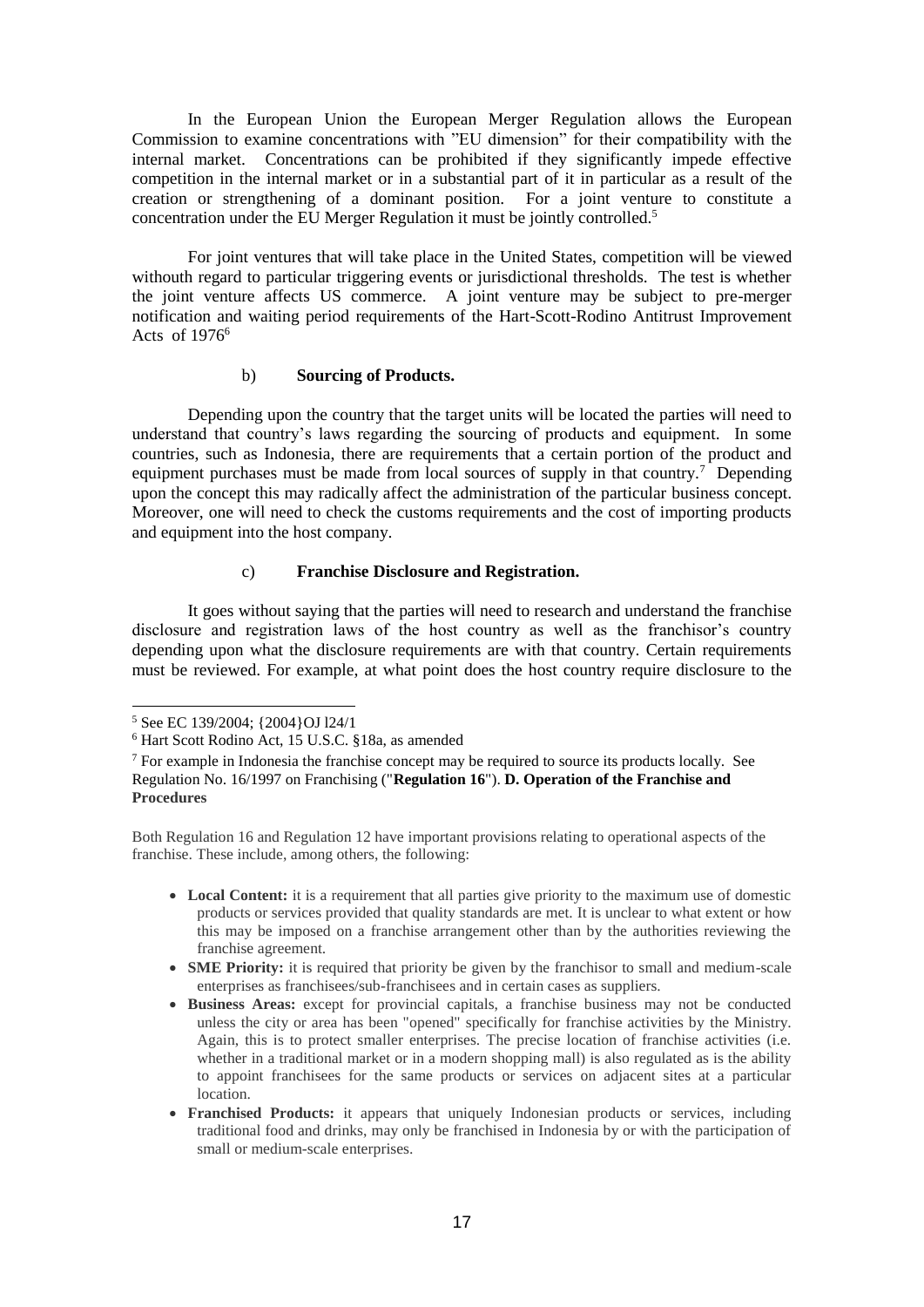In the European Union the European Merger Regulation allows the European Commission to examine concentrations with "EU dimension" for their compatibility with the internal market. Concentrations can be prohibited if they significantly impede effective competition in the internal market or in a substantial part of it in particular as a result of the creation or strengthening of a dominant position. For a joint venture to constitute a concentration under the EU Merger Regulation it must be jointly controlled.[5]

For joint ventures that will take place in the United States, competition will be viewed withouth regard to particular triggering events or jurisdictional thresholds. The test is whether the joint venture affects US commerce. A joint venture may be subject to pre-merger notification and waiting period requirements of the Hart-Scott-Rodino Antitrust Improvement Acts of 1976[6]

b) **Sourcing of Products.**

Depending upon the country that the target units will be located the parties will need to understand that country's laws regarding the sourcing of products and equipment. In some countries, such as Indonesia, there are requirements that a certain portion of the product and equipment purchases must be made from local sources of supply in that country.[7] Depending upon the concept this may radically affect the administration of the particular business concept. Moreover, one will need to check the customs requirements and the cost of importing products and equipment into the host company.

c) **Franchise Disclosure and Registration.**

It goes without saying that the parties will need to research and understand the franchise disclosure and registration laws of the host country as well as the franchisor's country depending upon what the disclosure requirements are with that country. Certain requirements must be reviewed. For example, at what point does the host country require disclosure to the

---

[5] See EC 139/2004; {2004}OJ l24/1

[6] Hart Scott Rodino Act, 15 U.S.C. §18a, as amended

[7] For example in Indonesia the franchise concept may be required to source its products locally. See Regulation No. 16/1997 on Franchising ("**Regulation 16**"). **D. Operation of the Franchise and Procedures**

Both Regulation 16 and Regulation 12 have important provisions relating to operational aspects of the franchise. These include, among others, the following:

- **Local Content:** it is a requirement that all parties give priority to the maximum use of domestic products or services provided that quality standards are met. It is unclear to what extent or how this may be imposed on a franchise arrangement other than by the authorities reviewing the franchise agreement.
- **SME Priority:** it is required that priority be given by the franchisor to small and medium-scale enterprises as franchisees/sub-franchisees and in certain cases as suppliers.
- **Business Areas:** except for provincial capitals, a franchise business may not be conducted unless the city or area has been "opened" specifically for franchise activities by the Ministry. Again, this is to protect smaller enterprises. The precise location of franchise activities (i.e. whether in a traditional market or in a modern shopping mall) is also regulated as is the ability to appoint franchisees for the same products or services on adjacent sites at a particular location.
- **Franchised Products:** it appears that uniquely Indonesian products or services, including traditional food and drinks, may only be franchised in Indonesia by or with the participation of small or medium-scale enterprises.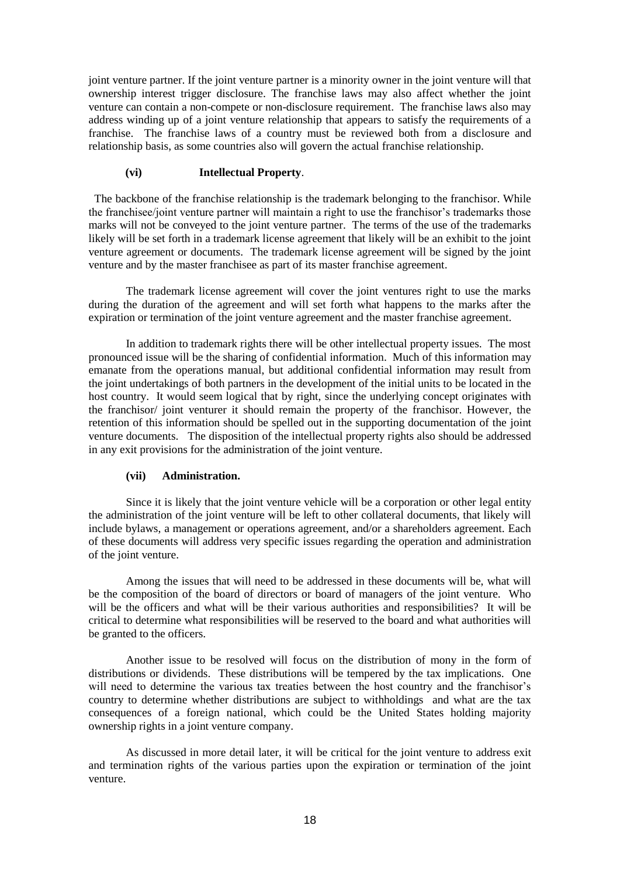joint venture partner. If the joint venture partner is a minority owner in the joint venture will that ownership interest trigger disclosure. The franchise laws may also affect whether the joint venture can contain a non-compete or non-disclosure requirement. The franchise laws also may address winding up of a joint venture relationship that appears to satisfy the requirements of a franchise. The franchise laws of a country must be reviewed both from a disclosure and relationship basis, as some countries also will govern the actual franchise relationship.

#### (vi) Intellectual Property.

The backbone of the franchise relationship is the trademark belonging to the franchisor. While the franchisee/joint venture partner will maintain a right to use the franchisor's trademarks those marks will not be conveyed to the joint venture partner. The terms of the use of the trademarks likely will be set forth in a trademark license agreement that likely will be an exhibit to the joint venture agreement or documents. The trademark license agreement will be signed by the joint venture and by the master franchisee as part of its master franchise agreement.

The trademark license agreement will cover the joint ventures right to use the marks during the duration of the agreement and will set forth what happens to the marks after the expiration or termination of the joint venture agreement and the master franchise agreement.

In addition to trademark rights there will be other intellectual property issues. The most pronounced issue will be the sharing of confidential information. Much of this information may emanate from the operations manual, but additional confidential information may result from the joint undertakings of both partners in the development of the initial units to be located in the host country. It would seem logical that by right, since the underlying concept originates with the franchisor/ joint venturer it should remain the property of the franchisor. However, the retention of this information should be spelled out in the supporting documentation of the joint venture documents. The disposition of the intellectual property rights also should be addressed in any exit provisions for the administration of the joint venture.

#### (vii) Administration.

Since it is likely that the joint venture vehicle will be a corporation or other legal entity the administration of the joint venture will be left to other collateral documents, that likely will include bylaws, a management or operations agreement, and/or a shareholders agreement. Each of these documents will address very specific issues regarding the operation and administration of the joint venture.

Among the issues that will need to be addressed in these documents will be, what will be the composition of the board of directors or board of managers of the joint venture. Who will be the officers and what will be their various authorities and responsibilities? It will be critical to determine what responsibilities will be reserved to the board and what authorities will be granted to the officers.

Another issue to be resolved will focus on the distribution of mony in the form of distributions or dividends. These distributions will be tempered by the tax implications. One will need to determine the various tax treaties between the host country and the franchisor's country to determine whether distributions are subject to withholdings and what are the tax consequences of a foreign national, which could be the United States holding majority ownership rights in a joint venture company.

As discussed in more detail later, it will be critical for the joint venture to address exit and termination rights of the various parties upon the expiration or termination of the joint venture.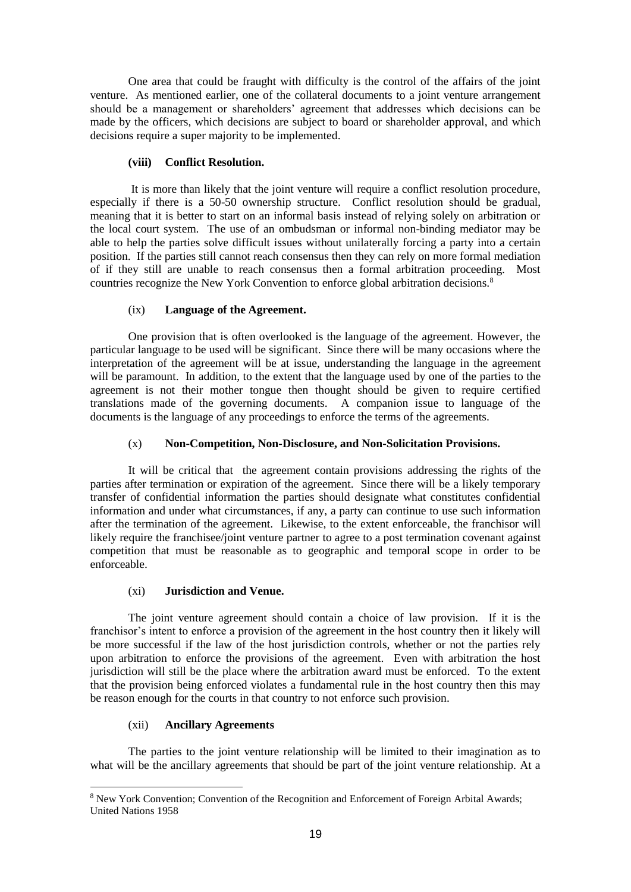One area that could be fraught with difficulty is the control of the affairs of the joint venture. As mentioned earlier, one of the collateral documents to a joint venture arrangement should be a management or shareholders' agreement that addresses which decisions can be made by the officers, which decisions are subject to board or shareholder approval, and which decisions require a super majority to be implemented.

#### (viii) Conflict Resolution.

It is more than likely that the joint venture will require a conflict resolution procedure, especially if there is a 50-50 ownership structure. Conflict resolution should be gradual, meaning that it is better to start on an informal basis instead of relying solely on arbitration or the local court system. The use of an ombudsman or informal non-binding mediator may be able to help the parties solve difficult issues without unilaterally forcing a party into a certain position. If the parties still cannot reach consensus then they can rely on more formal mediation of if they still are unable to reach consensus then a formal arbitration proceeding. Most countries recognize the New York Convention to enforce global arbitration decisions.[8]

#### (ix) Language of the Agreement.

One provision that is often overlooked is the language of the agreement. However, the particular language to be used will be significant. Since there will be many occasions where the interpretation of the agreement will be at issue, understanding the language in the agreement will be paramount. In addition, to the extent that the language used by one of the parties to the agreement is not their mother tongue then thought should be given to require certified translations made of the governing documents. A companion issue to language of the documents is the language of any proceedings to enforce the terms of the agreements.

#### (x) Non-Competition, Non-Disclosure, and Non-Solicitation Provisions.

It will be critical that the agreement contain provisions addressing the rights of the parties after termination or expiration of the agreement. Since there will be a likely temporary transfer of confidential information the parties should designate what constitutes confidential information and under what circumstances, if any, a party can continue to use such information after the termination of the agreement. Likewise, to the extent enforceable, the franchisor will likely require the franchisee/joint venture partner to agree to a post termination covenant against competition that must be reasonable as to geographic and temporal scope in order to be enforceable.

#### (xi) Jurisdiction and Venue.

The joint venture agreement should contain a choice of law provision. If it is the franchisor's intent to enforce a provision of the agreement in the host country then it likely will be more successful if the law of the host jurisdiction controls, whether or not the parties rely upon arbitration to enforce the provisions of the agreement. Even with arbitration the host jurisdiction will still be the place where the arbitration award must be enforced. To the extent that the provision being enforced violates a fundamental rule in the host country then this may be reason enough for the courts in that country to not enforce such provision.

#### (xii) Ancillary Agreements

The parties to the joint venture relationship will be limited to their imagination as to what will be the ancillary agreements that should be part of the joint venture relationship. At a

---

[8] New York Convention; Convention of the Recognition and Enforcement of Foreign Arbital Awards; United Nations 1958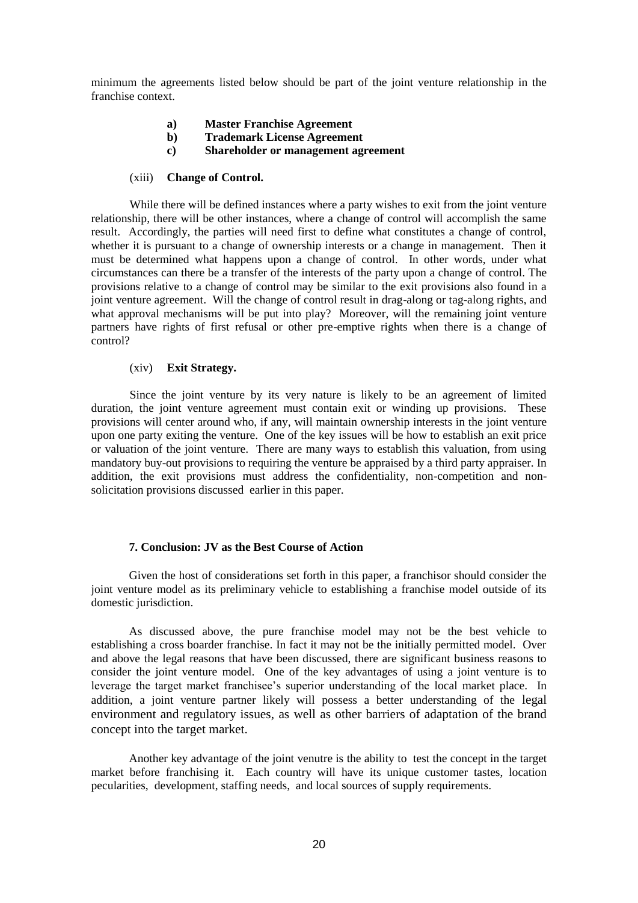minimum the agreements listed below should be part of the joint venture relationship in the franchise context.

- **a) Master Franchise Agreement**
- **b) Trademark License Agreement**
- **c) Shareholder or management agreement**

(xiii) **Change of Control.**

While there will be defined instances where a party wishes to exit from the joint venture relationship, there will be other instances, where a change of control will accomplish the same result. Accordingly, the parties will need first to define what constitutes a change of control, whether it is pursuant to a change of ownership interests or a change in management. Then it must be determined what happens upon a change of control. In other words, under what circumstances can there be a transfer of the interests of the party upon a change of control. The provisions relative to a change of control may be similar to the exit provisions also found in a joint venture agreement. Will the change of control result in drag-along or tag-along rights, and what approval mechanisms will be put into play? Moreover, will the remaining joint venture partners have rights of first refusal or other pre-emptive rights when there is a change of control?

(xiv) **Exit Strategy.**

Since the joint venture by its very nature is likely to be an agreement of limited duration, the joint venture agreement must contain exit or winding up provisions. These provisions will center around who, if any, will maintain ownership interests in the joint venture upon one party exiting the venture. One of the key issues will be how to establish an exit price or valuation of the joint venture. There are many ways to establish this valuation, from using mandatory buy-out provisions to requiring the venture be appraised by a third party appraiser. In addition, the exit provisions must address the confidentiality, non-competition and non-solicitation provisions discussed earlier in this paper.

### 7. Conclusion: JV as the Best Course of Action

Given the host of considerations set forth in this paper, a franchisor should consider the joint venture model as its preliminary vehicle to establishing a franchise model outside of its domestic jurisdiction.

As discussed above, the pure franchise model may not be the best vehicle to establishing a cross boarder franchise. In fact it may not be the initially permitted model. Over and above the legal reasons that have been discussed, there are significant business reasons to consider the joint venture model. One of the key advantages of using a joint venture is to leverage the target market franchisee's superior understanding of the local market place. In addition, a joint venture partner likely will possess a better understanding of the legal environment and regulatory issues, as well as other barriers of adaptation of the brand concept into the target market.

Another key advantage of the joint venutre is the ability to test the concept in the target market before franchising it. Each country will have its unique customer tastes, location pecularities, development, staffing needs, and local sources of supply requirements.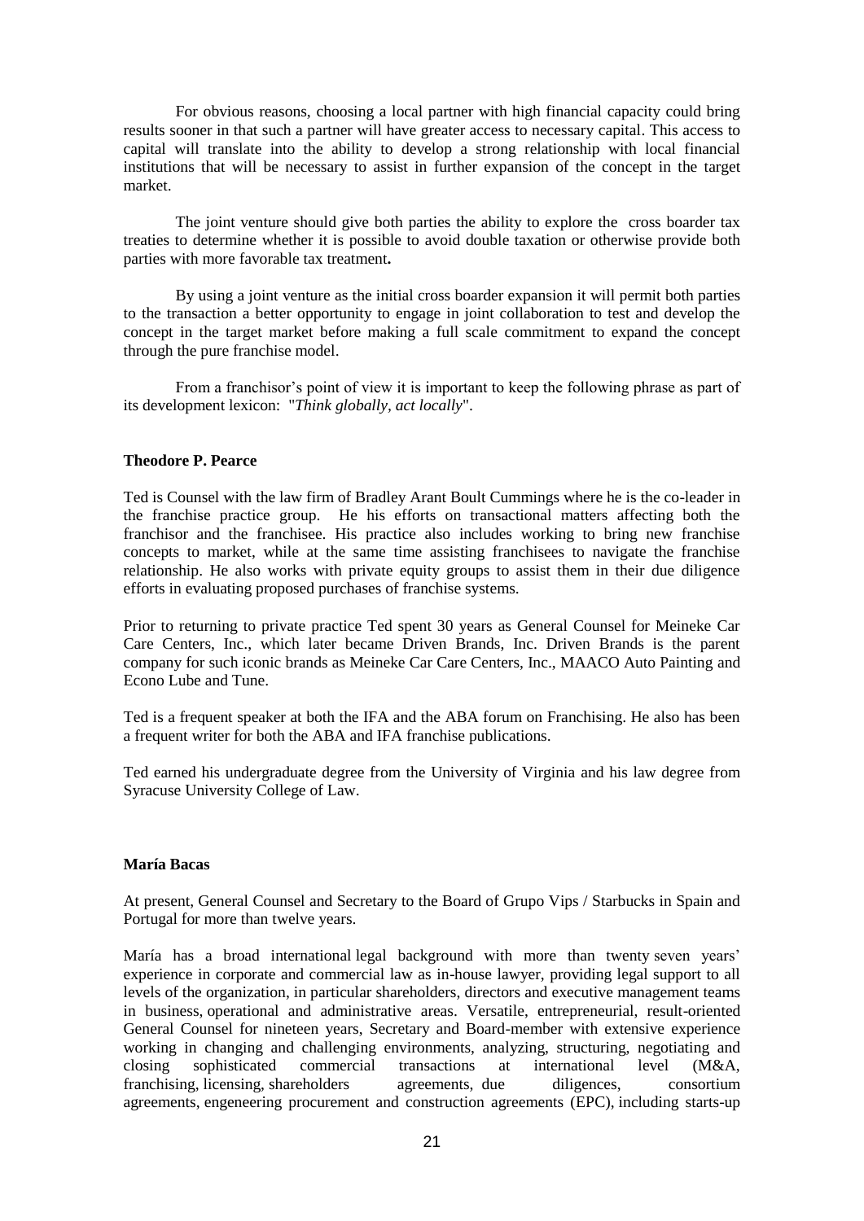For obvious reasons, choosing a local partner with high financial capacity could bring results sooner in that such a partner will have greater access to necessary capital. This access to capital will translate into the ability to develop a strong relationship with local financial institutions that will be necessary to assist in further expansion of the concept in the target market.

The joint venture should give both parties the ability to explore the cross boarder tax treaties to determine whether it is possible to avoid double taxation or otherwise provide both parties with more favorable tax treatment**.**

By using a joint venture as the initial cross boarder expansion it will permit both parties to the transaction a better opportunity to engage in joint collaboration to test and develop the concept in the target market before making a full scale commitment to expand the concept through the pure franchise model.

From a franchisor's point of view it is important to keep the following phrase as part of its development lexicon: "*Think globally, act locally*".

**Theodore P. Pearce**

Ted is Counsel with the law firm of Bradley Arant Boult Cummings where he is the co-leader in the franchise practice group. He his efforts on transactional matters affecting both the franchisor and the franchisee. His practice also includes working to bring new franchise concepts to market, while at the same time assisting franchisees to navigate the franchise relationship. He also works with private equity groups to assist them in their due diligence efforts in evaluating proposed purchases of franchise systems.

Prior to returning to private practice Ted spent 30 years as General Counsel for Meineke Car Care Centers, Inc., which later became Driven Brands, Inc. Driven Brands is the parent company for such iconic brands as Meineke Car Care Centers, Inc., MAACO Auto Painting and Econo Lube and Tune.

Ted is a frequent speaker at both the IFA and the ABA forum on Franchising. He also has been a frequent writer for both the ABA and IFA franchise publications.

Ted earned his undergraduate degree from the University of Virginia and his law degree from Syracuse University College of Law.

**María Bacas**

At present, General Counsel and Secretary to the Board of Grupo Vips / Starbucks in Spain and Portugal for more than twelve years.

María has a broad international legal background with more than twenty seven years' experience in corporate and commercial law as in-house lawyer, providing legal support to all levels of the organization, in particular shareholders, directors and executive management teams in business, operational and administrative areas. Versatile, entrepreneurial, result-oriented General Counsel for nineteen years, Secretary and Board-member with extensive experience working in changing and challenging environments, analyzing, structuring, negotiating and closing sophisticated commercial transactions at international level (M&A, franchising, licensing, shareholders agreements, due diligences, consortium agreements, engeneering procurement and construction agreements (EPC), including starts-up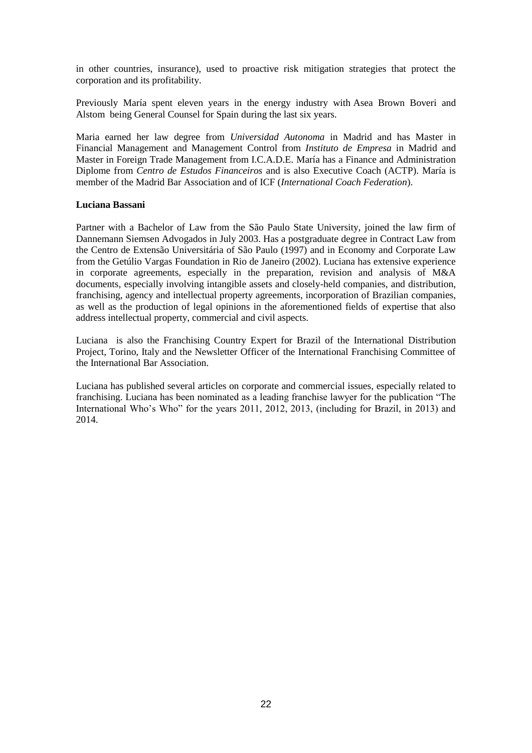in other countries, insurance), used to proactive risk mitigation strategies that protect the corporation and its profitability.

Previously María spent eleven years in the energy industry with Asea Brown Boveri and Alstom being General Counsel for Spain during the last six years.

Maria earned her law degree from *Universidad Autonoma* in Madrid and has Master in Financial Management and Management Control from *Instituto de Empresa* in Madrid and Master in Foreign Trade Management from I.C.A.D.E. María has a Finance and Administration Diplome from *Centro de Estudos Financeiros* and is also Executive Coach (ACTP). María is member of the Madrid Bar Association and of ICF (*International Coach Federation*).

**Luciana Bassani**

Partner with a Bachelor of Law from the São Paulo State University, joined the law firm of Dannemann Siemsen Advogados in July 2003. Has a postgraduate degree in Contract Law from the Centro de Extensão Universitária of São Paulo (1997) and in Economy and Corporate Law from the Getúlio Vargas Foundation in Rio de Janeiro (2002). Luciana has extensive experience in corporate agreements, especially in the preparation, revision and analysis of M&A documents, especially involving intangible assets and closely-held companies, and distribution, franchising, agency and intellectual property agreements, incorporation of Brazilian companies, as well as the production of legal opinions in the aforementioned fields of expertise that also address intellectual property, commercial and civil aspects.

Luciana is also the Franchising Country Expert for Brazil of the International Distribution Project, Torino, Italy and the Newsletter Officer of the International Franchising Committee of the International Bar Association.

Luciana has published several articles on corporate and commercial issues, especially related to franchising. Luciana has been nominated as a leading franchise lawyer for the publication "The International Who's Who" for the years 2011, 2012, 2013, (including for Brazil, in 2013) and 2014.